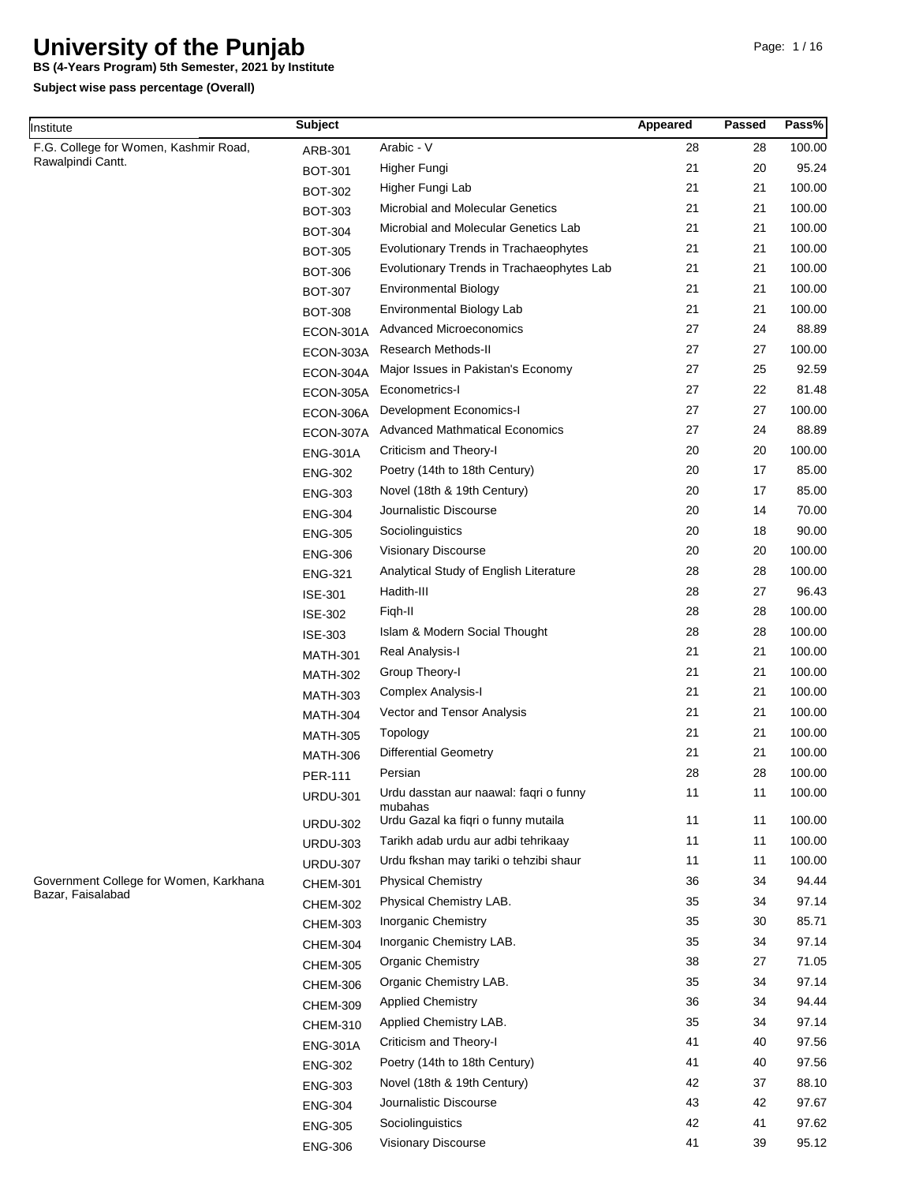# University of the Punjab

**BS (4-Years Program) 5th Semester, 2021 by Institute**

**Subject wise pass percentage (Overall)**

| Institute | Subject | | Appeared | Passed | Pass% |
|---|---|---|---|---|---|
| F.G. College for Women, Kashmir Road, Rawalpindi Cantt. | ARB-301 | Arabic - V | 28 | 28 | 100.00 |
| | BOT-301 | Higher Fungi | 21 | 20 | 95.24 |
| | BOT-302 | Higher Fungi Lab | 21 | 21 | 100.00 |
| | BOT-303 | Microbial and Molecular Genetics | 21 | 21 | 100.00 |
| | BOT-304 | Microbial and Molecular Genetics Lab | 21 | 21 | 100.00 |
| | BOT-305 | Evolutionary Trends in Trachaeophytes | 21 | 21 | 100.00 |
| | BOT-306 | Evolutionary Trends in Trachaeophytes Lab | 21 | 21 | 100.00 |
| | BOT-307 | Environmental Biology | 21 | 21 | 100.00 |
| | BOT-308 | Environmental Biology Lab | 21 | 21 | 100.00 |
| | ECON-301A | Advanced Microeconomics | 27 | 24 | 88.89 |
| | ECON-303A | Research Methods-II | 27 | 27 | 100.00 |
| | ECON-304A | Major Issues in Pakistan's Economy | 27 | 25 | 92.59 |
| | ECON-305A | Econometrics-I | 27 | 22 | 81.48 |
| | ECON-306A | Development Economics-I | 27 | 27 | 100.00 |
| | ECON-307A | Advanced Mathmatical Economics | 27 | 24 | 88.89 |
| | ENG-301A | Criticism and Theory-I | 20 | 20 | 100.00 |
| | ENG-302 | Poetry (14th to 18th Century) | 20 | 17 | 85.00 |
| | ENG-303 | Novel (18th & 19th Century) | 20 | 17 | 85.00 |
| | ENG-304 | Journalistic Discourse | 20 | 14 | 70.00 |
| | ENG-305 | Sociolinguistics | 20 | 18 | 90.00 |
| | ENG-306 | Visionary Discourse | 20 | 20 | 100.00 |
| | ENG-321 | Analytical Study of English Literature | 28 | 28 | 100.00 |
| | ISE-301 | Hadith-III | 28 | 27 | 96.43 |
| | ISE-302 | Fiqh-II | 28 | 28 | 100.00 |
| | ISE-303 | Islam & Modern Social Thought | 28 | 28 | 100.00 |
| | MATH-301 | Real Analysis-I | 21 | 21 | 100.00 |
| | MATH-302 | Group Theory-I | 21 | 21 | 100.00 |
| | MATH-303 | Complex Analysis-I | 21 | 21 | 100.00 |
| | MATH-304 | Vector and Tensor Analysis | 21 | 21 | 100.00 |
| | MATH-305 | Topology | 21 | 21 | 100.00 |
| | MATH-306 | Differential Geometry | 21 | 21 | 100.00 |
| | PER-111 | Persian | 28 | 28 | 100.00 |
| | URDU-301 | Urdu dasstan aur naawal: faqri o funny mubahas | 11 | 11 | 100.00 |
| | URDU-302 | Urdu Gazal ka fiqri o funny mutaila | 11 | 11 | 100.00 |
| | URDU-303 | Tarikh adab urdu aur adbi tehrikaay | 11 | 11 | 100.00 |
| | URDU-307 | Urdu fkshan may tariki o tehzibi shaur | 11 | 11 | 100.00 |
| Government College for Women, Karkhana Bazar, Faisalabad | CHEM-301 | Physical Chemistry | 36 | 34 | 94.44 |
| | CHEM-302 | Physical Chemistry LAB. | 35 | 34 | 97.14 |
| | CHEM-303 | Inorganic Chemistry | 35 | 30 | 85.71 |
| | CHEM-304 | Inorganic Chemistry LAB. | 35 | 34 | 97.14 |
| | CHEM-305 | Organic Chemistry | 38 | 27 | 71.05 |
| | CHEM-306 | Organic Chemistry LAB. | 35 | 34 | 97.14 |
| | CHEM-309 | Applied Chemistry | 36 | 34 | 94.44 |
| | CHEM-310 | Applied Chemistry LAB. | 35 | 34 | 97.14 |
| | ENG-301A | Criticism and Theory-I | 41 | 40 | 97.56 |
| | ENG-302 | Poetry (14th to 18th Century) | 41 | 40 | 97.56 |
| | ENG-303 | Novel (18th & 19th Century) | 42 | 37 | 88.10 |
| | ENG-304 | Journalistic Discourse | 43 | 42 | 97.67 |
| | ENG-305 | Sociolinguistics | 42 | 41 | 97.62 |
| | ENG-306 | Visionary Discourse | 41 | 39 | 95.12 |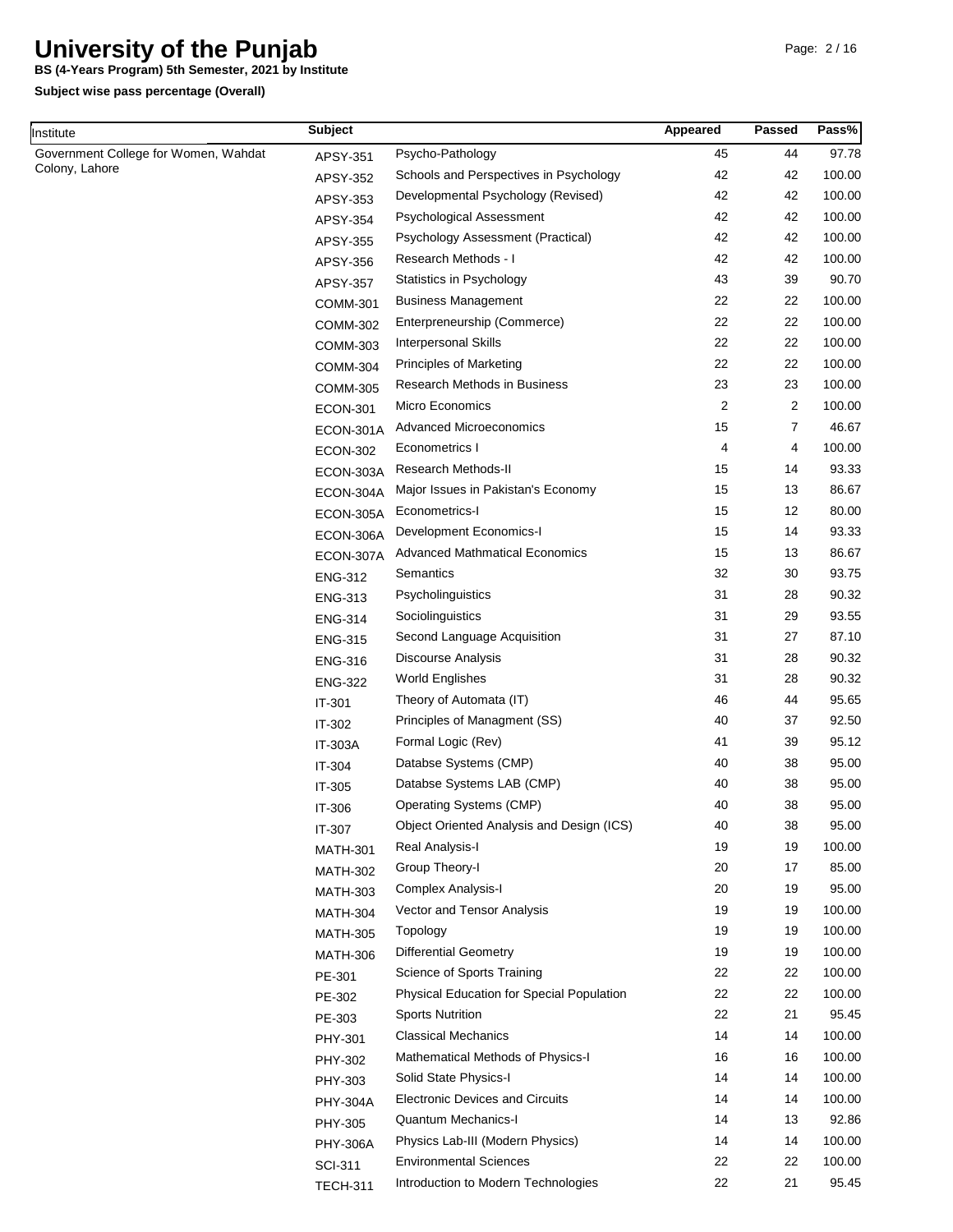# University of the Punjab

**BS (4-Years Program) 5th Semester, 2021 by Institute**

**Subject wise pass percentage (Overall)**

| Institute | Subject | | Appeared | Passed | Pass% |
|---|---|---|---|---|---|
| Government College for Women, Wahdat Colony, Lahore | APSY-351 | Psycho-Pathology | 45 | 44 | 97.78 |
| | APSY-352 | Schools and Perspectives in Psychology | 42 | 42 | 100.00 |
| | APSY-353 | Developmental Psychology (Revised) | 42 | 42 | 100.00 |
| | APSY-354 | Psychological Assessment | 42 | 42 | 100.00 |
| | APSY-355 | Psychology Assessment (Practical) | 42 | 42 | 100.00 |
| | APSY-356 | Research Methods - I | 42 | 42 | 100.00 |
| | APSY-357 | Statistics in Psychology | 43 | 39 | 90.70 |
| | COMM-301 | Business Management | 22 | 22 | 100.00 |
| | COMM-302 | Enterpreneurship (Commerce) | 22 | 22 | 100.00 |
| | COMM-303 | Interpersonal Skills | 22 | 22 | 100.00 |
| | COMM-304 | Principles of Marketing | 22 | 22 | 100.00 |
| | COMM-305 | Research Methods in Business | 23 | 23 | 100.00 |
| | ECON-301 | Micro Economics | 2 | 2 | 100.00 |
| | ECON-301A | Advanced Microeconomics | 15 | 7 | 46.67 |
| | ECON-302 | Econometrics I | 4 | 4 | 100.00 |
| | ECON-303A | Research Methods-II | 15 | 14 | 93.33 |
| | ECON-304A | Major Issues in Pakistan's Economy | 15 | 13 | 86.67 |
| | ECON-305A | Econometrics-I | 15 | 12 | 80.00 |
| | ECON-306A | Development Economics-I | 15 | 14 | 93.33 |
| | ECON-307A | Advanced Mathmatical Economics | 15 | 13 | 86.67 |
| | ENG-312 | Semantics | 32 | 30 | 93.75 |
| | ENG-313 | Psycholinguistics | 31 | 28 | 90.32 |
| | ENG-314 | Sociolinguistics | 31 | 29 | 93.55 |
| | ENG-315 | Second Language Acquisition | 31 | 27 | 87.10 |
| | ENG-316 | Discourse Analysis | 31 | 28 | 90.32 |
| | ENG-322 | World Englishes | 31 | 28 | 90.32 |
| | IT-301 | Theory of Automata (IT) | 46 | 44 | 95.65 |
| | IT-302 | Principles of Managment (SS) | 40 | 37 | 92.50 |
| | IT-303A | Formal Logic (Rev) | 41 | 39 | 95.12 |
| | IT-304 | Databse Systems (CMP) | 40 | 38 | 95.00 |
| | IT-305 | Databse Systems LAB (CMP) | 40 | 38 | 95.00 |
| | IT-306 | Operating Systems (CMP) | 40 | 38 | 95.00 |
| | IT-307 | Object Oriented Analysis and Design (ICS) | 40 | 38 | 95.00 |
| | MATH-301 | Real Analysis-I | 19 | 19 | 100.00 |
| | MATH-302 | Group Theory-I | 20 | 17 | 85.00 |
| | MATH-303 | Complex Analysis-I | 20 | 19 | 95.00 |
| | MATH-304 | Vector and Tensor Analysis | 19 | 19 | 100.00 |
| | MATH-305 | Topology | 19 | 19 | 100.00 |
| | MATH-306 | Differential Geometry | 19 | 19 | 100.00 |
| | PE-301 | Science of Sports Training | 22 | 22 | 100.00 |
| | PE-302 | Physical Education for Special Population | 22 | 22 | 100.00 |
| | PE-303 | Sports Nutrition | 22 | 21 | 95.45 |
| | PHY-301 | Classical Mechanics | 14 | 14 | 100.00 |
| | PHY-302 | Mathematical Methods of Physics-I | 16 | 16 | 100.00 |
| | PHY-303 | Solid State Physics-I | 14 | 14 | 100.00 |
| | PHY-304A | Electronic Devices and Circuits | 14 | 14 | 100.00 |
| | PHY-305 | Quantum Mechanics-I | 14 | 13 | 92.86 |
| | PHY-306A | Physics Lab-III (Modern Physics) | 14 | 14 | 100.00 |
| | SCI-311 | Environmental Sciences | 22 | 22 | 100.00 |
| | TECH-311 | Introduction to Modern Technologies | 22 | 21 | 95.45 |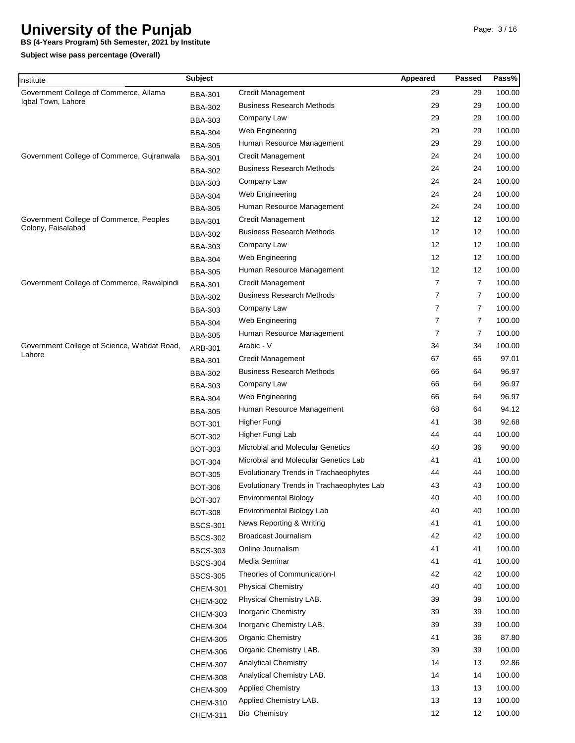# University of the Punjab

**BS (4-Years Program) 5th Semester, 2021 by Institute**

**Subject wise pass percentage (Overall)**

| Institute | Subject | | Appeared | Passed | Pass% |
|---|---|---|---|---|---|
| Government College of Commerce, Allama Iqbal Town, Lahore | BBA-301 | Credit Management | 29 | 29 | 100.00 |
| | BBA-302 | Business Research Methods | 29 | 29 | 100.00 |
| | BBA-303 | Company Law | 29 | 29 | 100.00 |
| | BBA-304 | Web Engineering | 29 | 29 | 100.00 |
| | BBA-305 | Human Resource Management | 29 | 29 | 100.00 |
| Government College of Commerce, Gujranwala | BBA-301 | Credit Management | 24 | 24 | 100.00 |
| | BBA-302 | Business Research Methods | 24 | 24 | 100.00 |
| | BBA-303 | Company Law | 24 | 24 | 100.00 |
| | BBA-304 | Web Engineering | 24 | 24 | 100.00 |
| | BBA-305 | Human Resource Management | 24 | 24 | 100.00 |
| Government College of Commerce, Peoples Colony, Faisalabad | BBA-301 | Credit Management | 12 | 12 | 100.00 |
| | BBA-302 | Business Research Methods | 12 | 12 | 100.00 |
| | BBA-303 | Company Law | 12 | 12 | 100.00 |
| | BBA-304 | Web Engineering | 12 | 12 | 100.00 |
| | BBA-305 | Human Resource Management | 12 | 12 | 100.00 |
| Government College of Commerce, Rawalpindi | BBA-301 | Credit Management | 7 | 7 | 100.00 |
| | BBA-302 | Business Research Methods | 7 | 7 | 100.00 |
| | BBA-303 | Company Law | 7 | 7 | 100.00 |
| | BBA-304 | Web Engineering | 7 | 7 | 100.00 |
| | BBA-305 | Human Resource Management | 7 | 7 | 100.00 |
| Government College of Science, Wahdat Road, Lahore | ARB-301 | Arabic - V | 34 | 34 | 100.00 |
| | BBA-301 | Credit Management | 67 | 65 | 97.01 |
| | BBA-302 | Business Research Methods | 66 | 64 | 96.97 |
| | BBA-303 | Company Law | 66 | 64 | 96.97 |
| | BBA-304 | Web Engineering | 66 | 64 | 96.97 |
| | BBA-305 | Human Resource Management | 68 | 64 | 94.12 |
| | BOT-301 | Higher Fungi | 41 | 38 | 92.68 |
| | BOT-302 | Higher Fungi Lab | 44 | 44 | 100.00 |
| | BOT-303 | Microbial and Molecular Genetics | 40 | 36 | 90.00 |
| | BOT-304 | Microbial and Molecular Genetics Lab | 41 | 41 | 100.00 |
| | BOT-305 | Evolutionary Trends in Trachaeophytes | 44 | 44 | 100.00 |
| | BOT-306 | Evolutionary Trends in Trachaeophytes Lab | 43 | 43 | 100.00 |
| | BOT-307 | Environmental Biology | 40 | 40 | 100.00 |
| | BOT-308 | Environmental Biology Lab | 40 | 40 | 100.00 |
| | BSCS-301 | News Reporting & Writing | 41 | 41 | 100.00 |
| | BSCS-302 | Broadcast Journalism | 42 | 42 | 100.00 |
| | BSCS-303 | Online Journalism | 41 | 41 | 100.00 |
| | BSCS-304 | Media Seminar | 41 | 41 | 100.00 |
| | BSCS-305 | Theories of Communication-I | 42 | 42 | 100.00 |
| | CHEM-301 | Physical Chemistry | 40 | 40 | 100.00 |
| | CHEM-302 | Physical Chemistry LAB. | 39 | 39 | 100.00 |
| | CHEM-303 | Inorganic Chemistry | 39 | 39 | 100.00 |
| | CHEM-304 | Inorganic Chemistry LAB. | 39 | 39 | 100.00 |
| | CHEM-305 | Organic Chemistry | 41 | 36 | 87.80 |
| | CHEM-306 | Organic Chemistry LAB. | 39 | 39 | 100.00 |
| | CHEM-307 | Analytical Chemistry | 14 | 13 | 92.86 |
| | CHEM-308 | Analytical Chemistry LAB. | 14 | 14 | 100.00 |
| | CHEM-309 | Applied Chemistry | 13 | 13 | 100.00 |
| | CHEM-310 | Applied Chemistry LAB. | 13 | 13 | 100.00 |
| | CHEM-311 | Bio Chemistry | 12 | 12 | 100.00 |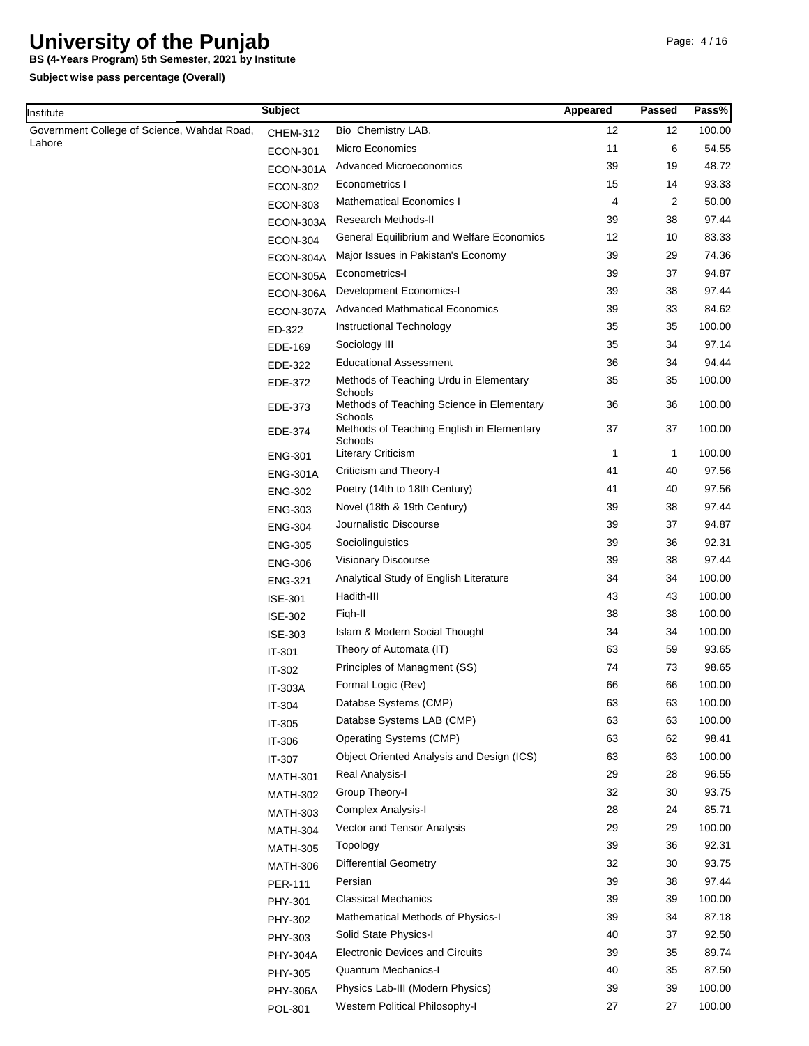# University of the Punjab

**BS (4-Years Program) 5th Semester, 2021 by Institute**

**Subject wise pass percentage (Overall)**

| Institute | Subject | | Appeared | Passed | Pass% |
|---|---|---|---|---|---|
| Government College of Science, Wahdat Road, Lahore | CHEM-312 | Bio Chemistry LAB. | 12 | 12 | 100.00 |
| | ECON-301 | Micro Economics | 11 | 6 | 54.55 |
| | ECON-301A | Advanced Microeconomics | 39 | 19 | 48.72 |
| | ECON-302 | Econometrics I | 15 | 14 | 93.33 |
| | ECON-303 | Mathematical Economics I | 4 | 2 | 50.00 |
| | ECON-303A | Research Methods-II | 39 | 38 | 97.44 |
| | ECON-304 | General Equilibrium and Welfare Economics | 12 | 10 | 83.33 |
| | ECON-304A | Major Issues in Pakistan's Economy | 39 | 29 | 74.36 |
| | ECON-305A | Econometrics-I | 39 | 37 | 94.87 |
| | ECON-306A | Development Economics-I | 39 | 38 | 97.44 |
| | ECON-307A | Advanced Mathmatical Economics | 39 | 33 | 84.62 |
| | ED-322 | Instructional Technology | 35 | 35 | 100.00 |
| | EDE-169 | Sociology III | 35 | 34 | 97.14 |
| | EDE-322 | Educational Assessment | 36 | 34 | 94.44 |
| | EDE-372 | Methods of Teaching Urdu in Elementary Schools | 35 | 35 | 100.00 |
| | EDE-373 | Methods of Teaching Science in Elementary Schools | 36 | 36 | 100.00 |
| | EDE-374 | Methods of Teaching English in Elementary Schools | 37 | 37 | 100.00 |
| | ENG-301 | Literary Criticism | 1 | 1 | 100.00 |
| | ENG-301A | Criticism and Theory-I | 41 | 40 | 97.56 |
| | ENG-302 | Poetry (14th to 18th Century) | 41 | 40 | 97.56 |
| | ENG-303 | Novel (18th & 19th Century) | 39 | 38 | 97.44 |
| | ENG-304 | Journalistic Discourse | 39 | 37 | 94.87 |
| | ENG-305 | Sociolinguistics | 39 | 36 | 92.31 |
| | ENG-306 | Visionary Discourse | 39 | 38 | 97.44 |
| | ENG-321 | Analytical Study of English Literature | 34 | 34 | 100.00 |
| | ISE-301 | Hadith-III | 43 | 43 | 100.00 |
| | ISE-302 | Fiqh-II | 38 | 38 | 100.00 |
| | ISE-303 | Islam & Modern Social Thought | 34 | 34 | 100.00 |
| | IT-301 | Theory of Automata (IT) | 63 | 59 | 93.65 |
| | IT-302 | Principles of Managment (SS) | 74 | 73 | 98.65 |
| | IT-303A | Formal Logic (Rev) | 66 | 66 | 100.00 |
| | IT-304 | Databse Systems (CMP) | 63 | 63 | 100.00 |
| | IT-305 | Databse Systems LAB (CMP) | 63 | 63 | 100.00 |
| | IT-306 | Operating Systems (CMP) | 63 | 62 | 98.41 |
| | IT-307 | Object Oriented Analysis and Design (ICS) | 63 | 63 | 100.00 |
| | MATH-301 | Real Analysis-I | 29 | 28 | 96.55 |
| | MATH-302 | Group Theory-I | 32 | 30 | 93.75 |
| | MATH-303 | Complex Analysis-I | 28 | 24 | 85.71 |
| | MATH-304 | Vector and Tensor Analysis | 29 | 29 | 100.00 |
| | MATH-305 | Topology | 39 | 36 | 92.31 |
| | MATH-306 | Differential Geometry | 32 | 30 | 93.75 |
| | PER-111 | Persian | 39 | 38 | 97.44 |
| | PHY-301 | Classical Mechanics | 39 | 39 | 100.00 |
| | PHY-302 | Mathematical Methods of Physics-I | 39 | 34 | 87.18 |
| | PHY-303 | Solid State Physics-I | 40 | 37 | 92.50 |
| | PHY-304A | Electronic Devices and Circuits | 39 | 35 | 89.74 |
| | PHY-305 | Quantum Mechanics-I | 40 | 35 | 87.50 |
| | PHY-306A | Physics Lab-III (Modern Physics) | 39 | 39 | 100.00 |
| | POL-301 | Western Political Philosophy-I | 27 | 27 | 100.00 |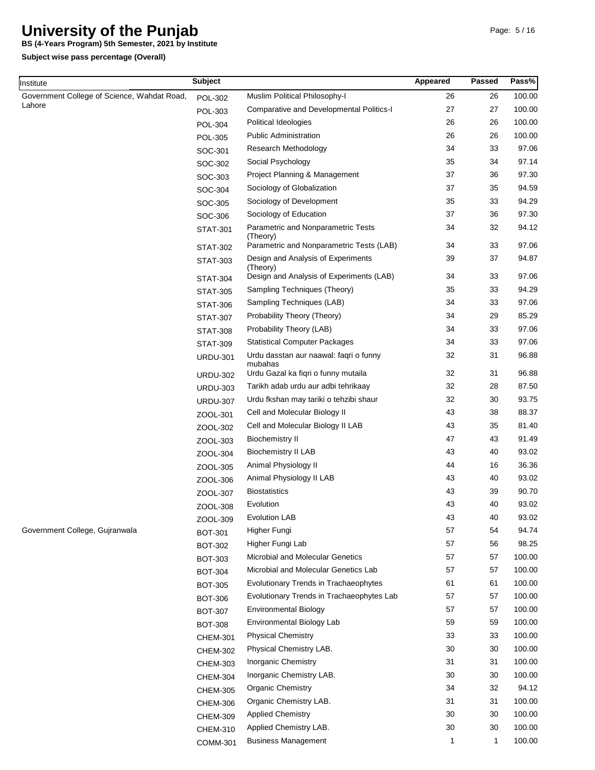# University of the Punjab

**BS (4-Years Program) 5th Semester, 2021 by Institute**

**Subject wise pass percentage (Overall)**

| Institute | Subject | | Appeared | Passed | Pass% |
|---|---|---|---|---|---|
| Government College of Science, Wahdat Road, Lahore | POL-302 | Muslim Political Philosophy-I | 26 | 26 | 100.00 |
| | POL-303 | Comparative and Developmental Politics-I | 27 | 27 | 100.00 |
| | POL-304 | Political Ideologies | 26 | 26 | 100.00 |
| | POL-305 | Public Administration | 26 | 26 | 100.00 |
| | SOC-301 | Research Methodology | 34 | 33 | 97.06 |
| | SOC-302 | Social Psychology | 35 | 34 | 97.14 |
| | SOC-303 | Project Planning & Management | 37 | 36 | 97.30 |
| | SOC-304 | Sociology of Globalization | 37 | 35 | 94.59 |
| | SOC-305 | Sociology of Development | 35 | 33 | 94.29 |
| | SOC-306 | Sociology of Education | 37 | 36 | 97.30 |
| | STAT-301 | Parametric and Nonparametric Tests (Theory) | 34 | 32 | 94.12 |
| | STAT-302 | Parametric and Nonparametric Tests (LAB) | 34 | 33 | 97.06 |
| | STAT-303 | Design and Analysis of Experiments (Theory) | 39 | 37 | 94.87 |
| | STAT-304 | Design and Analysis of Experiments (LAB) | 34 | 33 | 97.06 |
| | STAT-305 | Sampling Techniques (Theory) | 35 | 33 | 94.29 |
| | STAT-306 | Sampling Techniques (LAB) | 34 | 33 | 97.06 |
| | STAT-307 | Probability Theory (Theory) | 34 | 29 | 85.29 |
| | STAT-308 | Probability Theory (LAB) | 34 | 33 | 97.06 |
| | STAT-309 | Statistical Computer Packages | 34 | 33 | 97.06 |
| | URDU-301 | Urdu dasstan aur naawal: faqri o funny mubahas | 32 | 31 | 96.88 |
| | URDU-302 | Urdu Gazal ka fiqri o funny mutaila | 32 | 31 | 96.88 |
| | URDU-303 | Tarikh adab urdu aur adbi tehrikaay | 32 | 28 | 87.50 |
| | URDU-307 | Urdu fkshan may tariki o tehzibi shaur | 32 | 30 | 93.75 |
| | ZOOL-301 | Cell and Molecular Biology II | 43 | 38 | 88.37 |
| | ZOOL-302 | Cell and Molecular Biology II LAB | 43 | 35 | 81.40 |
| | ZOOL-303 | Biochemistry II | 47 | 43 | 91.49 |
| | ZOOL-304 | Biochemistry II LAB | 43 | 40 | 93.02 |
| | ZOOL-305 | Animal Physiology II | 44 | 16 | 36.36 |
| | ZOOL-306 | Animal Physiology II LAB | 43 | 40 | 93.02 |
| | ZOOL-307 | Biostatistics | 43 | 39 | 90.70 |
| | ZOOL-308 | Evolution | 43 | 40 | 93.02 |
| | ZOOL-309 | Evolution LAB | 43 | 40 | 93.02 |
| Government College, Gujranwala | BOT-301 | Higher Fungi | 57 | 54 | 94.74 |
| | BOT-302 | Higher Fungi Lab | 57 | 56 | 98.25 |
| | BOT-303 | Microbial and Molecular Genetics | 57 | 57 | 100.00 |
| | BOT-304 | Microbial and Molecular Genetics Lab | 57 | 57 | 100.00 |
| | BOT-305 | Evolutionary Trends in Trachaeophytes | 61 | 61 | 100.00 |
| | BOT-306 | Evolutionary Trends in Trachaeophytes Lab | 57 | 57 | 100.00 |
| | BOT-307 | Environmental Biology | 57 | 57 | 100.00 |
| | BOT-308 | Environmental Biology Lab | 59 | 59 | 100.00 |
| | CHEM-301 | Physical Chemistry | 33 | 33 | 100.00 |
| | CHEM-302 | Physical Chemistry LAB. | 30 | 30 | 100.00 |
| | CHEM-303 | Inorganic Chemistry | 31 | 31 | 100.00 |
| | CHEM-304 | Inorganic Chemistry LAB. | 30 | 30 | 100.00 |
| | CHEM-305 | Organic Chemistry | 34 | 32 | 94.12 |
| | CHEM-306 | Organic Chemistry LAB. | 31 | 31 | 100.00 |
| | CHEM-309 | Applied Chemistry | 30 | 30 | 100.00 |
| | CHEM-310 | Applied Chemistry LAB. | 30 | 30 | 100.00 |
| | COMM-301 | Business Management | 1 | 1 | 100.00 |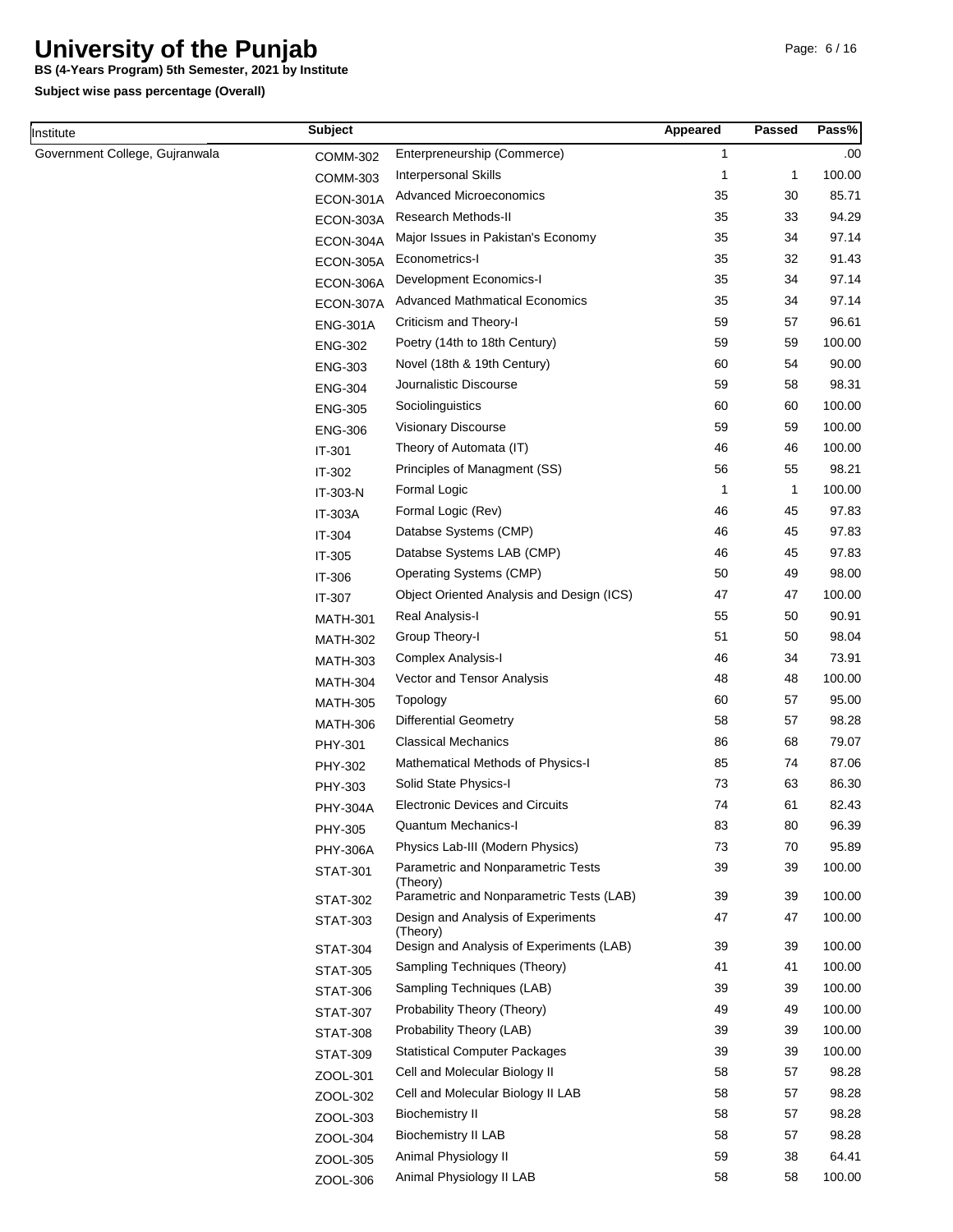# University of the Punjab

**BS (4-Years Program) 5th Semester, 2021 by Institute**

**Subject wise pass percentage (Overall)**

| Institute | Subject | | Appeared | Passed | Pass% |
|---|---|---|---|---|---|
| Government College, Gujranwala | COMM-302 | Enterpreneurship (Commerce) | 1 | | .00 |
| | COMM-303 | Interpersonal Skills | 1 | 1 | 100.00 |
| | ECON-301A | Advanced Microeconomics | 35 | 30 | 85.71 |
| | ECON-303A | Research Methods-II | 35 | 33 | 94.29 |
| | ECON-304A | Major Issues in Pakistan's Economy | 35 | 34 | 97.14 |
| | ECON-305A | Econometrics-I | 35 | 32 | 91.43 |
| | ECON-306A | Development Economics-I | 35 | 34 | 97.14 |
| | ECON-307A | Advanced Mathmatical Economics | 35 | 34 | 97.14 |
| | ENG-301A | Criticism and Theory-I | 59 | 57 | 96.61 |
| | ENG-302 | Poetry (14th to 18th Century) | 59 | 59 | 100.00 |
| | ENG-303 | Novel (18th & 19th Century) | 60 | 54 | 90.00 |
| | ENG-304 | Journalistic Discourse | 59 | 58 | 98.31 |
| | ENG-305 | Sociolinguistics | 60 | 60 | 100.00 |
| | ENG-306 | Visionary Discourse | 59 | 59 | 100.00 |
| | IT-301 | Theory of Automata (IT) | 46 | 46 | 100.00 |
| | IT-302 | Principles of Managment (SS) | 56 | 55 | 98.21 |
| | IT-303-N | Formal Logic | 1 | 1 | 100.00 |
| | IT-303A | Formal Logic (Rev) | 46 | 45 | 97.83 |
| | IT-304 | Databse Systems (CMP) | 46 | 45 | 97.83 |
| | IT-305 | Databse Systems LAB (CMP) | 46 | 45 | 97.83 |
| | IT-306 | Operating Systems (CMP) | 50 | 49 | 98.00 |
| | IT-307 | Object Oriented Analysis and Design (ICS) | 47 | 47 | 100.00 |
| | MATH-301 | Real Analysis-I | 55 | 50 | 90.91 |
| | MATH-302 | Group Theory-I | 51 | 50 | 98.04 |
| | MATH-303 | Complex Analysis-I | 46 | 34 | 73.91 |
| | MATH-304 | Vector and Tensor Analysis | 48 | 48 | 100.00 |
| | MATH-305 | Topology | 60 | 57 | 95.00 |
| | MATH-306 | Differential Geometry | 58 | 57 | 98.28 |
| | PHY-301 | Classical Mechanics | 86 | 68 | 79.07 |
| | PHY-302 | Mathematical Methods of Physics-I | 85 | 74 | 87.06 |
| | PHY-303 | Solid State Physics-I | 73 | 63 | 86.30 |
| | PHY-304A | Electronic Devices and Circuits | 74 | 61 | 82.43 |
| | PHY-305 | Quantum Mechanics-I | 83 | 80 | 96.39 |
| | PHY-306A | Physics Lab-III (Modern Physics) | 73 | 70 | 95.89 |
| | STAT-301 | Parametric and Nonparametric Tests (Theory) | 39 | 39 | 100.00 |
| | STAT-302 | Parametric and Nonparametric Tests (LAB) | 39 | 39 | 100.00 |
| | STAT-303 | Design and Analysis of Experiments (Theory) | 47 | 47 | 100.00 |
| | STAT-304 | Design and Analysis of Experiments (LAB) | 39 | 39 | 100.00 |
| | STAT-305 | Sampling Techniques (Theory) | 41 | 41 | 100.00 |
| | STAT-306 | Sampling Techniques (LAB) | 39 | 39 | 100.00 |
| | STAT-307 | Probability Theory (Theory) | 49 | 49 | 100.00 |
| | STAT-308 | Probability Theory (LAB) | 39 | 39 | 100.00 |
| | STAT-309 | Statistical Computer Packages | 39 | 39 | 100.00 |
| | ZOOL-301 | Cell and Molecular Biology II | 58 | 57 | 98.28 |
| | ZOOL-302 | Cell and Molecular Biology II LAB | 58 | 57 | 98.28 |
| | ZOOL-303 | Biochemistry II | 58 | 57 | 98.28 |
| | ZOOL-304 | Biochemistry II LAB | 58 | 57 | 98.28 |
| | ZOOL-305 | Animal Physiology II | 59 | 38 | 64.41 |
| | ZOOL-306 | Animal Physiology II LAB | 58 | 58 | 100.00 |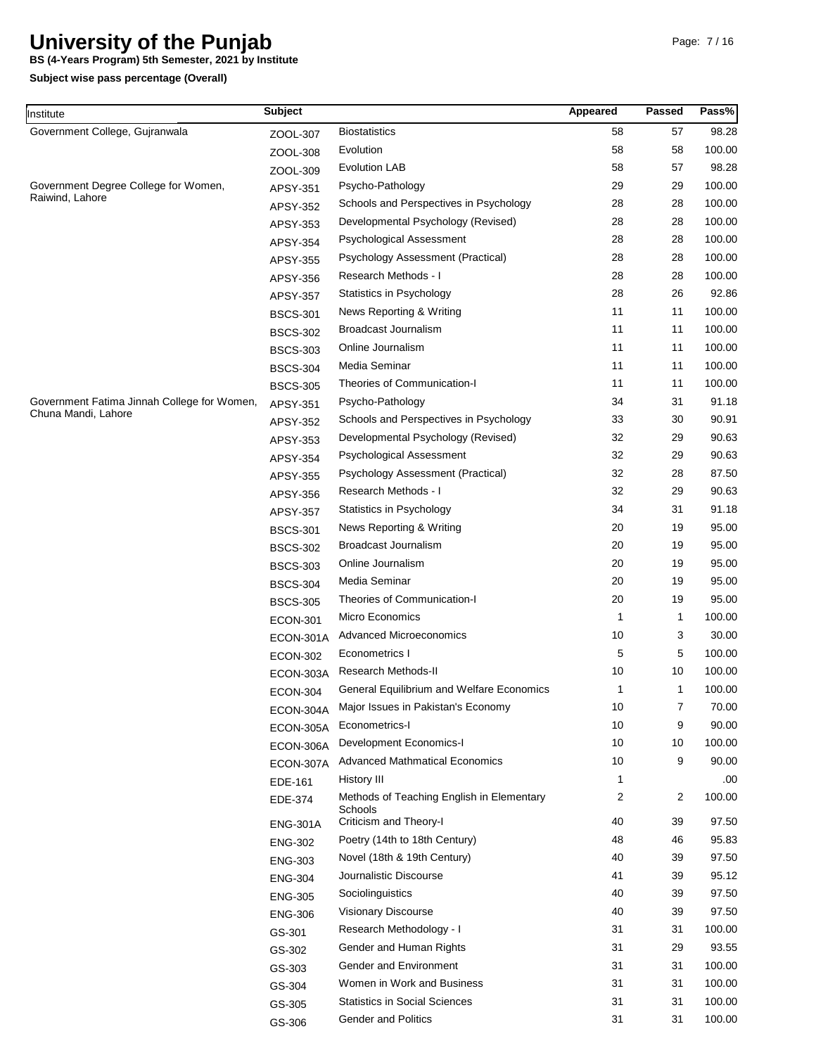# University of the Punjab

**BS (4-Years Program) 5th Semester, 2021 by Institute**

**Subject wise pass percentage (Overall)**

| Institute | Subject | | Appeared | Passed | Pass% |
|---|---|---|---|---|---|
| Government College, Gujranwala | ZOOL-307 | Biostatistics | 58 | 57 | 98.28 |
| | ZOOL-308 | Evolution | 58 | 58 | 100.00 |
| | ZOOL-309 | Evolution LAB | 58 | 57 | 98.28 |
| Government Degree College for Women, Raiwind, Lahore | APSY-351 | Psycho-Pathology | 29 | 29 | 100.00 |
| | APSY-352 | Schools and Perspectives in Psychology | 28 | 28 | 100.00 |
| | APSY-353 | Developmental Psychology (Revised) | 28 | 28 | 100.00 |
| | APSY-354 | Psychological Assessment | 28 | 28 | 100.00 |
| | APSY-355 | Psychology Assessment (Practical) | 28 | 28 | 100.00 |
| | APSY-356 | Research Methods - I | 28 | 28 | 100.00 |
| | APSY-357 | Statistics in Psychology | 28 | 26 | 92.86 |
| | BSCS-301 | News Reporting & Writing | 11 | 11 | 100.00 |
| | BSCS-302 | Broadcast Journalism | 11 | 11 | 100.00 |
| | BSCS-303 | Online Journalism | 11 | 11 | 100.00 |
| | BSCS-304 | Media Seminar | 11 | 11 | 100.00 |
| | BSCS-305 | Theories of Communication-I | 11 | 11 | 100.00 |
| Government Fatima Jinnah College for Women, Chuna Mandi, Lahore | APSY-351 | Psycho-Pathology | 34 | 31 | 91.18 |
| | APSY-352 | Schools and Perspectives in Psychology | 33 | 30 | 90.91 |
| | APSY-353 | Developmental Psychology (Revised) | 32 | 29 | 90.63 |
| | APSY-354 | Psychological Assessment | 32 | 29 | 90.63 |
| | APSY-355 | Psychology Assessment (Practical) | 32 | 28 | 87.50 |
| | APSY-356 | Research Methods - I | 32 | 29 | 90.63 |
| | APSY-357 | Statistics in Psychology | 34 | 31 | 91.18 |
| | BSCS-301 | News Reporting & Writing | 20 | 19 | 95.00 |
| | BSCS-302 | Broadcast Journalism | 20 | 19 | 95.00 |
| | BSCS-303 | Online Journalism | 20 | 19 | 95.00 |
| | BSCS-304 | Media Seminar | 20 | 19 | 95.00 |
| | BSCS-305 | Theories of Communication-I | 20 | 19 | 95.00 |
| | ECON-301 | Micro Economics | 1 | 1 | 100.00 |
| | ECON-301A | Advanced Microeconomics | 10 | 3 | 30.00 |
| | ECON-302 | Econometrics I | 5 | 5 | 100.00 |
| | ECON-303A | Research Methods-II | 10 | 10 | 100.00 |
| | ECON-304 | General Equilibrium and Welfare Economics | 1 | 1 | 100.00 |
| | ECON-304A | Major Issues in Pakistan's Economy | 10 | 7 | 70.00 |
| | ECON-305A | Econometrics-I | 10 | 9 | 90.00 |
| | ECON-306A | Development Economics-I | 10 | 10 | 100.00 |
| | ECON-307A | Advanced Mathmatical Economics | 10 | 9 | 90.00 |
| | EDE-161 | History III | 1 | | .00 |
| | EDE-374 | Methods of Teaching English in Elementary Schools | 2 | 2 | 100.00 |
| | ENG-301A | Criticism and Theory-I | 40 | 39 | 97.50 |
| | ENG-302 | Poetry (14th to 18th Century) | 48 | 46 | 95.83 |
| | ENG-303 | Novel (18th & 19th Century) | 40 | 39 | 97.50 |
| | ENG-304 | Journalistic Discourse | 41 | 39 | 95.12 |
| | ENG-305 | Sociolinguistics | 40 | 39 | 97.50 |
| | ENG-306 | Visionary Discourse | 40 | 39 | 97.50 |
| | GS-301 | Research Methodology - I | 31 | 31 | 100.00 |
| | GS-302 | Gender and Human Rights | 31 | 29 | 93.55 |
| | GS-303 | Gender and Environment | 31 | 31 | 100.00 |
| | GS-304 | Women in Work and Business | 31 | 31 | 100.00 |
| | GS-305 | Statistics in Social Sciences | 31 | 31 | 100.00 |
| | GS-306 | Gender and Politics | 31 | 31 | 100.00 |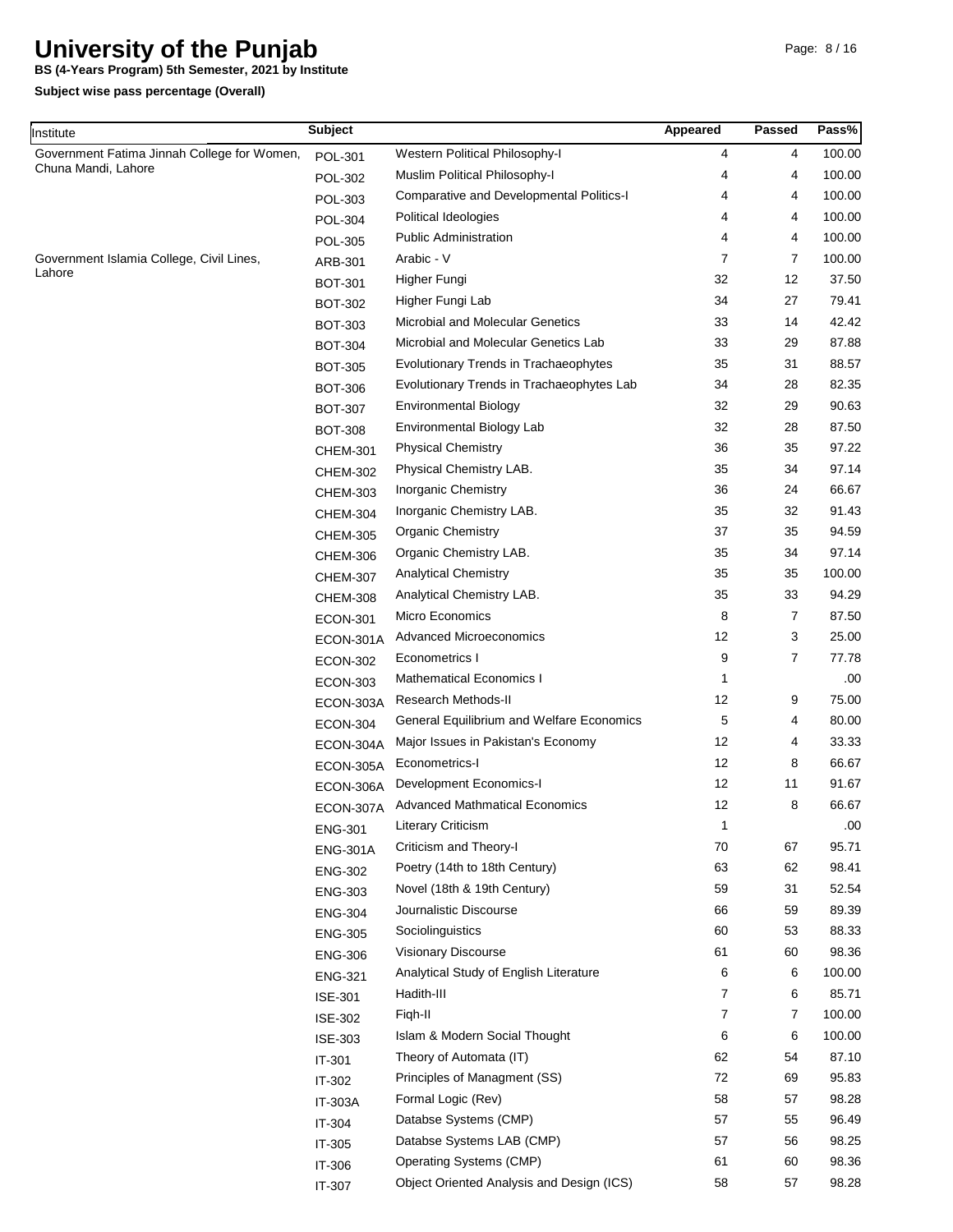# University of the Punjab

**BS (4-Years Program) 5th Semester, 2021 by Institute**

**Subject wise pass percentage (Overall)**

| Institute | Subject | | Appeared | Passed | Pass% |
|---|---|---|---|---|---|
| Government Fatima Jinnah College for Women, Chuna Mandi, Lahore | POL-301 | Western Political Philosophy-I | 4 | 4 | 100.00 |
| | POL-302 | Muslim Political Philosophy-I | 4 | 4 | 100.00 |
| | POL-303 | Comparative and Developmental Politics-I | 4 | 4 | 100.00 |
| | POL-304 | Political Ideologies | 4 | 4 | 100.00 |
| | POL-305 | Public Administration | 4 | 4 | 100.00 |
| Government Islamia College, Civil Lines, Lahore | ARB-301 | Arabic - V | 7 | 7 | 100.00 |
| | BOT-301 | Higher Fungi | 32 | 12 | 37.50 |
| | BOT-302 | Higher Fungi Lab | 34 | 27 | 79.41 |
| | BOT-303 | Microbial and Molecular Genetics | 33 | 14 | 42.42 |
| | BOT-304 | Microbial and Molecular Genetics Lab | 33 | 29 | 87.88 |
| | BOT-305 | Evolutionary Trends in Trachaeophytes | 35 | 31 | 88.57 |
| | BOT-306 | Evolutionary Trends in Trachaeophytes Lab | 34 | 28 | 82.35 |
| | BOT-307 | Environmental Biology | 32 | 29 | 90.63 |
| | BOT-308 | Environmental Biology Lab | 32 | 28 | 87.50 |
| | CHEM-301 | Physical Chemistry | 36 | 35 | 97.22 |
| | CHEM-302 | Physical Chemistry LAB. | 35 | 34 | 97.14 |
| | CHEM-303 | Inorganic Chemistry | 36 | 24 | 66.67 |
| | CHEM-304 | Inorganic Chemistry LAB. | 35 | 32 | 91.43 |
| | CHEM-305 | Organic Chemistry | 37 | 35 | 94.59 |
| | CHEM-306 | Organic Chemistry LAB. | 35 | 34 | 97.14 |
| | CHEM-307 | Analytical Chemistry | 35 | 35 | 100.00 |
| | CHEM-308 | Analytical Chemistry LAB. | 35 | 33 | 94.29 |
| | ECON-301 | Micro Economics | 8 | 7 | 87.50 |
| | ECON-301A | Advanced Microeconomics | 12 | 3 | 25.00 |
| | ECON-302 | Econometrics I | 9 | 7 | 77.78 |
| | ECON-303 | Mathematical Economics I | 1 | | .00 |
| | ECON-303A | Research Methods-II | 12 | 9 | 75.00 |
| | ECON-304 | General Equilibrium and Welfare Economics | 5 | 4 | 80.00 |
| | ECON-304A | Major Issues in Pakistan's Economy | 12 | 4 | 33.33 |
| | ECON-305A | Econometrics-I | 12 | 8 | 66.67 |
| | ECON-306A | Development Economics-I | 12 | 11 | 91.67 |
| | ECON-307A | Advanced Mathmatical Economics | 12 | 8 | 66.67 |
| | ENG-301 | Literary Criticism | 1 | | .00 |
| | ENG-301A | Criticism and Theory-I | 70 | 67 | 95.71 |
| | ENG-302 | Poetry (14th to 18th Century) | 63 | 62 | 98.41 |
| | ENG-303 | Novel (18th & 19th Century) | 59 | 31 | 52.54 |
| | ENG-304 | Journalistic Discourse | 66 | 59 | 89.39 |
| | ENG-305 | Sociolinguistics | 60 | 53 | 88.33 |
| | ENG-306 | Visionary Discourse | 61 | 60 | 98.36 |
| | ENG-321 | Analytical Study of English Literature | 6 | 6 | 100.00 |
| | ISE-301 | Hadith-III | 7 | 6 | 85.71 |
| | ISE-302 | Fiqh-II | 7 | 7 | 100.00 |
| | ISE-303 | Islam & Modern Social Thought | 6 | 6 | 100.00 |
| | IT-301 | Theory of Automata (IT) | 62 | 54 | 87.10 |
| | IT-302 | Principles of Managment (SS) | 72 | 69 | 95.83 |
| | IT-303A | Formal Logic (Rev) | 58 | 57 | 98.28 |
| | IT-304 | Databse Systems (CMP) | 57 | 55 | 96.49 |
| | IT-305 | Databse Systems LAB (CMP) | 57 | 56 | 98.25 |
| | IT-306 | Operating Systems (CMP) | 61 | 60 | 98.36 |
| | IT-307 | Object Oriented Analysis and Design (ICS) | 58 | 57 | 98.28 |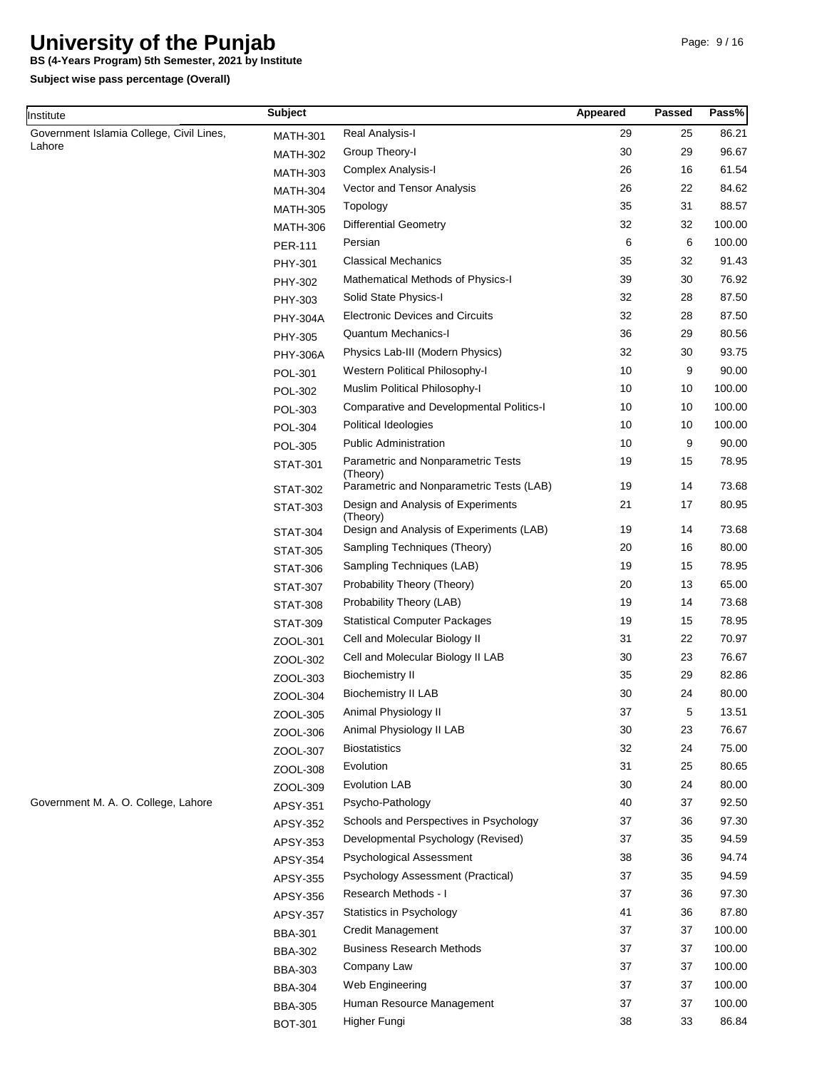# University of the Punjab

**BS (4-Years Program) 5th Semester, 2021 by Institute**

**Subject wise pass percentage (Overall)**

| Institute | Subject | | Appeared | Passed | Pass% |
|---|---|---|---|---|---|
| Government Islamia College, Civil Lines, Lahore | MATH-301 | Real Analysis-I | 29 | 25 | 86.21 |
| | MATH-302 | Group Theory-I | 30 | 29 | 96.67 |
| | MATH-303 | Complex Analysis-I | 26 | 16 | 61.54 |
| | MATH-304 | Vector and Tensor Analysis | 26 | 22 | 84.62 |
| | MATH-305 | Topology | 35 | 31 | 88.57 |
| | MATH-306 | Differential Geometry | 32 | 32 | 100.00 |
| | PER-111 | Persian | 6 | 6 | 100.00 |
| | PHY-301 | Classical Mechanics | 35 | 32 | 91.43 |
| | PHY-302 | Mathematical Methods of Physics-I | 39 | 30 | 76.92 |
| | PHY-303 | Solid State Physics-I | 32 | 28 | 87.50 |
| | PHY-304A | Electronic Devices and Circuits | 32 | 28 | 87.50 |
| | PHY-305 | Quantum Mechanics-I | 36 | 29 | 80.56 |
| | PHY-306A | Physics Lab-III (Modern Physics) | 32 | 30 | 93.75 |
| | POL-301 | Western Political Philosophy-I | 10 | 9 | 90.00 |
| | POL-302 | Muslim Political Philosophy-I | 10 | 10 | 100.00 |
| | POL-303 | Comparative and Developmental Politics-I | 10 | 10 | 100.00 |
| | POL-304 | Political Ideologies | 10 | 10 | 100.00 |
| | POL-305 | Public Administration | 10 | 9 | 90.00 |
| | STAT-301 | Parametric and Nonparametric Tests (Theory) | 19 | 15 | 78.95 |
| | STAT-302 | Parametric and Nonparametric Tests (LAB) | 19 | 14 | 73.68 |
| | STAT-303 | Design and Analysis of Experiments (Theory) | 21 | 17 | 80.95 |
| | STAT-304 | Design and Analysis of Experiments (LAB) | 19 | 14 | 73.68 |
| | STAT-305 | Sampling Techniques (Theory) | 20 | 16 | 80.00 |
| | STAT-306 | Sampling Techniques (LAB) | 19 | 15 | 78.95 |
| | STAT-307 | Probability Theory (Theory) | 20 | 13 | 65.00 |
| | STAT-308 | Probability Theory (LAB) | 19 | 14 | 73.68 |
| | STAT-309 | Statistical Computer Packages | 19 | 15 | 78.95 |
| | ZOOL-301 | Cell and Molecular Biology II | 31 | 22 | 70.97 |
| | ZOOL-302 | Cell and Molecular Biology II LAB | 30 | 23 | 76.67 |
| | ZOOL-303 | Biochemistry II | 35 | 29 | 82.86 |
| | ZOOL-304 | Biochemistry II LAB | 30 | 24 | 80.00 |
| | ZOOL-305 | Animal Physiology II | 37 | 5 | 13.51 |
| | ZOOL-306 | Animal Physiology II LAB | 30 | 23 | 76.67 |
| | ZOOL-307 | Biostatistics | 32 | 24 | 75.00 |
| | ZOOL-308 | Evolution | 31 | 25 | 80.65 |
| | ZOOL-309 | Evolution LAB | 30 | 24 | 80.00 |
| Government M. A. O. College, Lahore | APSY-351 | Psycho-Pathology | 40 | 37 | 92.50 |
| | APSY-352 | Schools and Perspectives in Psychology | 37 | 36 | 97.30 |
| | APSY-353 | Developmental Psychology (Revised) | 37 | 35 | 94.59 |
| | APSY-354 | Psychological Assessment | 38 | 36 | 94.74 |
| | APSY-355 | Psychology Assessment (Practical) | 37 | 35 | 94.59 |
| | APSY-356 | Research Methods - I | 37 | 36 | 97.30 |
| | APSY-357 | Statistics in Psychology | 41 | 36 | 87.80 |
| | BBA-301 | Credit Management | 37 | 37 | 100.00 |
| | BBA-302 | Business Research Methods | 37 | 37 | 100.00 |
| | BBA-303 | Company Law | 37 | 37 | 100.00 |
| | BBA-304 | Web Engineering | 37 | 37 | 100.00 |
| | BBA-305 | Human Resource Management | 37 | 37 | 100.00 |
| | BOT-301 | Higher Fungi | 38 | 33 | 86.84 |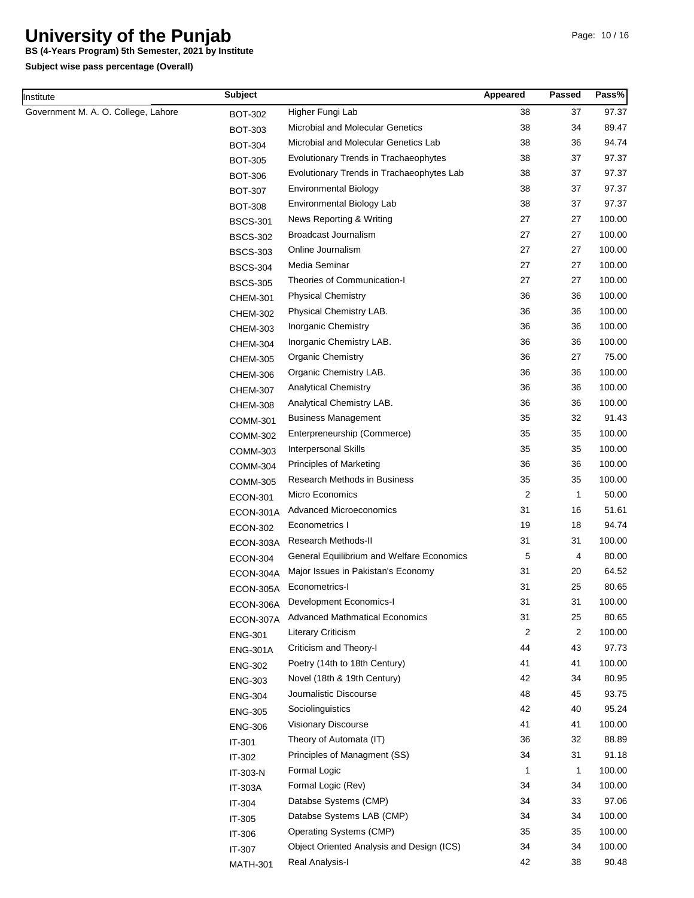# University of the Punjab

**BS (4-Years Program) 5th Semester, 2021 by Institute**

**Subject wise pass percentage (Overall)**

| Institute | Subject | | Appeared | Passed | Pass% |
|---|---|---|---|---|---|
| Government M. A. O. College, Lahore | BOT-302 | Higher Fungi Lab | 38 | 37 | 97.37 |
| | BOT-303 | Microbial and Molecular Genetics | 38 | 34 | 89.47 |
| | BOT-304 | Microbial and Molecular Genetics Lab | 38 | 36 | 94.74 |
| | BOT-305 | Evolutionary Trends in Trachaeophytes | 38 | 37 | 97.37 |
| | BOT-306 | Evolutionary Trends in Trachaeophytes Lab | 38 | 37 | 97.37 |
| | BOT-307 | Environmental Biology | 38 | 37 | 97.37 |
| | BOT-308 | Environmental Biology Lab | 38 | 37 | 97.37 |
| | BSCS-301 | News Reporting & Writing | 27 | 27 | 100.00 |
| | BSCS-302 | Broadcast Journalism | 27 | 27 | 100.00 |
| | BSCS-303 | Online Journalism | 27 | 27 | 100.00 |
| | BSCS-304 | Media Seminar | 27 | 27 | 100.00 |
| | BSCS-305 | Theories of Communication-I | 27 | 27 | 100.00 |
| | CHEM-301 | Physical Chemistry | 36 | 36 | 100.00 |
| | CHEM-302 | Physical Chemistry LAB. | 36 | 36 | 100.00 |
| | CHEM-303 | Inorganic Chemistry | 36 | 36 | 100.00 |
| | CHEM-304 | Inorganic Chemistry LAB. | 36 | 36 | 100.00 |
| | CHEM-305 | Organic Chemistry | 36 | 27 | 75.00 |
| | CHEM-306 | Organic Chemistry LAB. | 36 | 36 | 100.00 |
| | CHEM-307 | Analytical Chemistry | 36 | 36 | 100.00 |
| | CHEM-308 | Analytical Chemistry LAB. | 36 | 36 | 100.00 |
| | COMM-301 | Business Management | 35 | 32 | 91.43 |
| | COMM-302 | Enterpreneurship (Commerce) | 35 | 35 | 100.00 |
| | COMM-303 | Interpersonal Skills | 35 | 35 | 100.00 |
| | COMM-304 | Principles of Marketing | 36 | 36 | 100.00 |
| | COMM-305 | Research Methods in Business | 35 | 35 | 100.00 |
| | ECON-301 | Micro Economics | 2 | 1 | 50.00 |
| | ECON-301A | Advanced Microeconomics | 31 | 16 | 51.61 |
| | ECON-302 | Econometrics I | 19 | 18 | 94.74 |
| | ECON-303A | Research Methods-II | 31 | 31 | 100.00 |
| | ECON-304 | General Equilibrium and Welfare Economics | 5 | 4 | 80.00 |
| | ECON-304A | Major Issues in Pakistan's Economy | 31 | 20 | 64.52 |
| | ECON-305A | Econometrics-I | 31 | 25 | 80.65 |
| | ECON-306A | Development Economics-I | 31 | 31 | 100.00 |
| | ECON-307A | Advanced Mathmatical Economics | 31 | 25 | 80.65 |
| | ENG-301 | Literary Criticism | 2 | 2 | 100.00 |
| | ENG-301A | Criticism and Theory-I | 44 | 43 | 97.73 |
| | ENG-302 | Poetry (14th to 18th Century) | 41 | 41 | 100.00 |
| | ENG-303 | Novel (18th & 19th Century) | 42 | 34 | 80.95 |
| | ENG-304 | Journalistic Discourse | 48 | 45 | 93.75 |
| | ENG-305 | Sociolinguistics | 42 | 40 | 95.24 |
| | ENG-306 | Visionary Discourse | 41 | 41 | 100.00 |
| | IT-301 | Theory of Automata (IT) | 36 | 32 | 88.89 |
| | IT-302 | Principles of Managment (SS) | 34 | 31 | 91.18 |
| | IT-303-N | Formal Logic | 1 | 1 | 100.00 |
| | IT-303A | Formal Logic (Rev) | 34 | 34 | 100.00 |
| | IT-304 | Databse Systems (CMP) | 34 | 33 | 97.06 |
| | IT-305 | Databse Systems LAB (CMP) | 34 | 34 | 100.00 |
| | IT-306 | Operating Systems (CMP) | 35 | 35 | 100.00 |
| | IT-307 | Object Oriented Analysis and Design (ICS) | 34 | 34 | 100.00 |
| | MATH-301 | Real Analysis-I | 42 | 38 | 90.48 |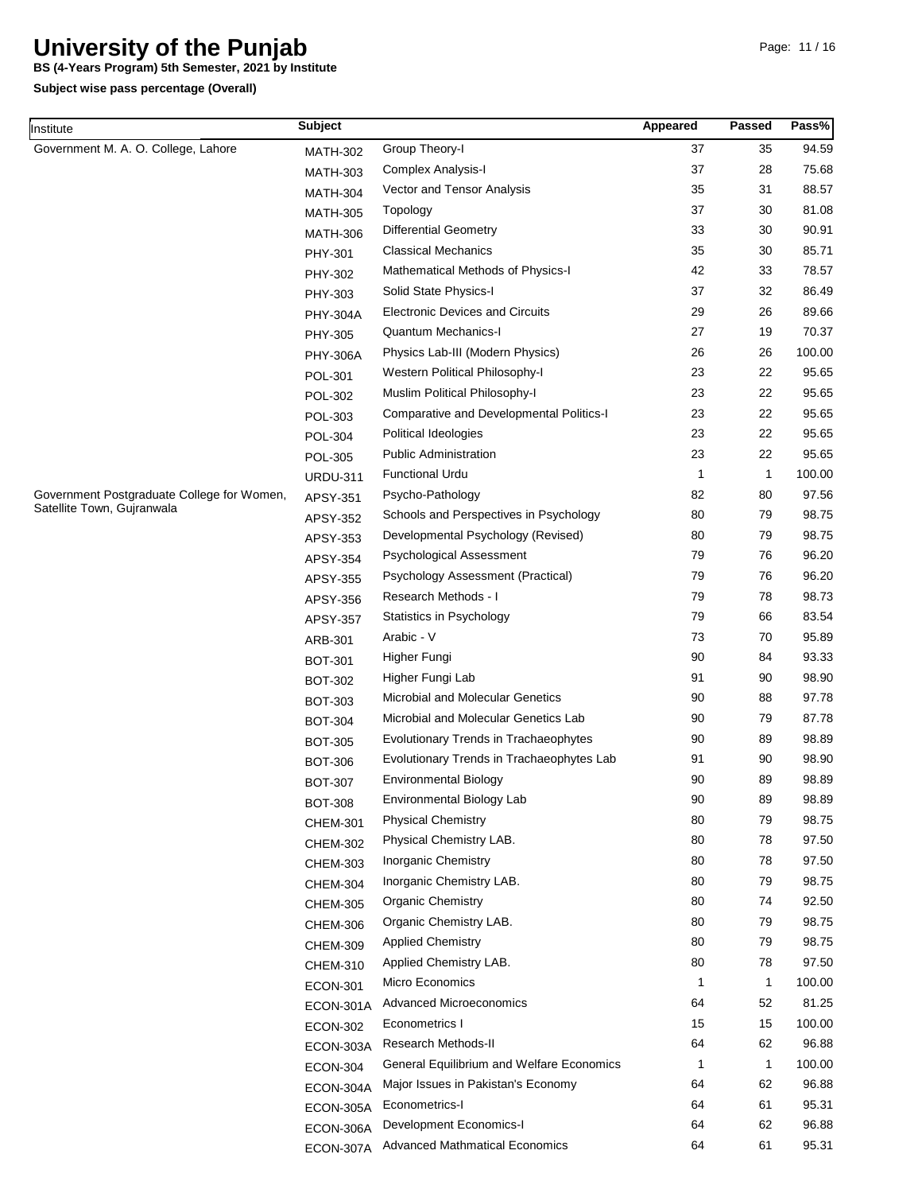# University of the Punjab

**BS (4-Years Program) 5th Semester, 2021 by Institute**

**Subject wise pass percentage (Overall)**

| Institute | Subject | | Appeared | Passed | Pass% |
|---|---|---|---|---|---|
| Government M. A. O. College, Lahore | MATH-302 | Group Theory-I | 37 | 35 | 94.59 |
| | MATH-303 | Complex Analysis-I | 37 | 28 | 75.68 |
| | MATH-304 | Vector and Tensor Analysis | 35 | 31 | 88.57 |
| | MATH-305 | Topology | 37 | 30 | 81.08 |
| | MATH-306 | Differential Geometry | 33 | 30 | 90.91 |
| | PHY-301 | Classical Mechanics | 35 | 30 | 85.71 |
| | PHY-302 | Mathematical Methods of Physics-I | 42 | 33 | 78.57 |
| | PHY-303 | Solid State Physics-I | 37 | 32 | 86.49 |
| | PHY-304A | Electronic Devices and Circuits | 29 | 26 | 89.66 |
| | PHY-305 | Quantum Mechanics-I | 27 | 19 | 70.37 |
| | PHY-306A | Physics Lab-III (Modern Physics) | 26 | 26 | 100.00 |
| | POL-301 | Western Political Philosophy-I | 23 | 22 | 95.65 |
| | POL-302 | Muslim Political Philosophy-I | 23 | 22 | 95.65 |
| | POL-303 | Comparative and Developmental Politics-I | 23 | 22 | 95.65 |
| | POL-304 | Political Ideologies | 23 | 22 | 95.65 |
| | POL-305 | Public Administration | 23 | 22 | 95.65 |
| | URDU-311 | Functional Urdu | 1 | 1 | 100.00 |
| Government Postgraduate College for Women, Satellite Town, Gujranwala | APSY-351 | Psycho-Pathology | 82 | 80 | 97.56 |
| | APSY-352 | Schools and Perspectives in Psychology | 80 | 79 | 98.75 |
| | APSY-353 | Developmental Psychology (Revised) | 80 | 79 | 98.75 |
| | APSY-354 | Psychological Assessment | 79 | 76 | 96.20 |
| | APSY-355 | Psychology Assessment (Practical) | 79 | 76 | 96.20 |
| | APSY-356 | Research Methods - I | 79 | 78 | 98.73 |
| | APSY-357 | Statistics in Psychology | 79 | 66 | 83.54 |
| | ARB-301 | Arabic - V | 73 | 70 | 95.89 |
| | BOT-301 | Higher Fungi | 90 | 84 | 93.33 |
| | BOT-302 | Higher Fungi Lab | 91 | 90 | 98.90 |
| | BOT-303 | Microbial and Molecular Genetics | 90 | 88 | 97.78 |
| | BOT-304 | Microbial and Molecular Genetics Lab | 90 | 79 | 87.78 |
| | BOT-305 | Evolutionary Trends in Trachaeophytes | 90 | 89 | 98.89 |
| | BOT-306 | Evolutionary Trends in Trachaeophytes Lab | 91 | 90 | 98.90 |
| | BOT-307 | Environmental Biology | 90 | 89 | 98.89 |
| | BOT-308 | Environmental Biology Lab | 90 | 89 | 98.89 |
| | CHEM-301 | Physical Chemistry | 80 | 79 | 98.75 |
| | CHEM-302 | Physical Chemistry LAB. | 80 | 78 | 97.50 |
| | CHEM-303 | Inorganic Chemistry | 80 | 78 | 97.50 |
| | CHEM-304 | Inorganic Chemistry LAB. | 80 | 79 | 98.75 |
| | CHEM-305 | Organic Chemistry | 80 | 74 | 92.50 |
| | CHEM-306 | Organic Chemistry LAB. | 80 | 79 | 98.75 |
| | CHEM-309 | Applied Chemistry | 80 | 79 | 98.75 |
| | CHEM-310 | Applied Chemistry LAB. | 80 | 78 | 97.50 |
| | ECON-301 | Micro Economics | 1 | 1 | 100.00 |
| | ECON-301A | Advanced Microeconomics | 64 | 52 | 81.25 |
| | ECON-302 | Econometrics I | 15 | 15 | 100.00 |
| | ECON-303A | Research Methods-II | 64 | 62 | 96.88 |
| | ECON-304 | General Equilibrium and Welfare Economics | 1 | 1 | 100.00 |
| | ECON-304A | Major Issues in Pakistan's Economy | 64 | 62 | 96.88 |
| | ECON-305A | Econometrics-I | 64 | 61 | 95.31 |
| | ECON-306A | Development Economics-I | 64 | 62 | 96.88 |
| | ECON-307A | Advanced Mathmatical Economics | 64 | 61 | 95.31 |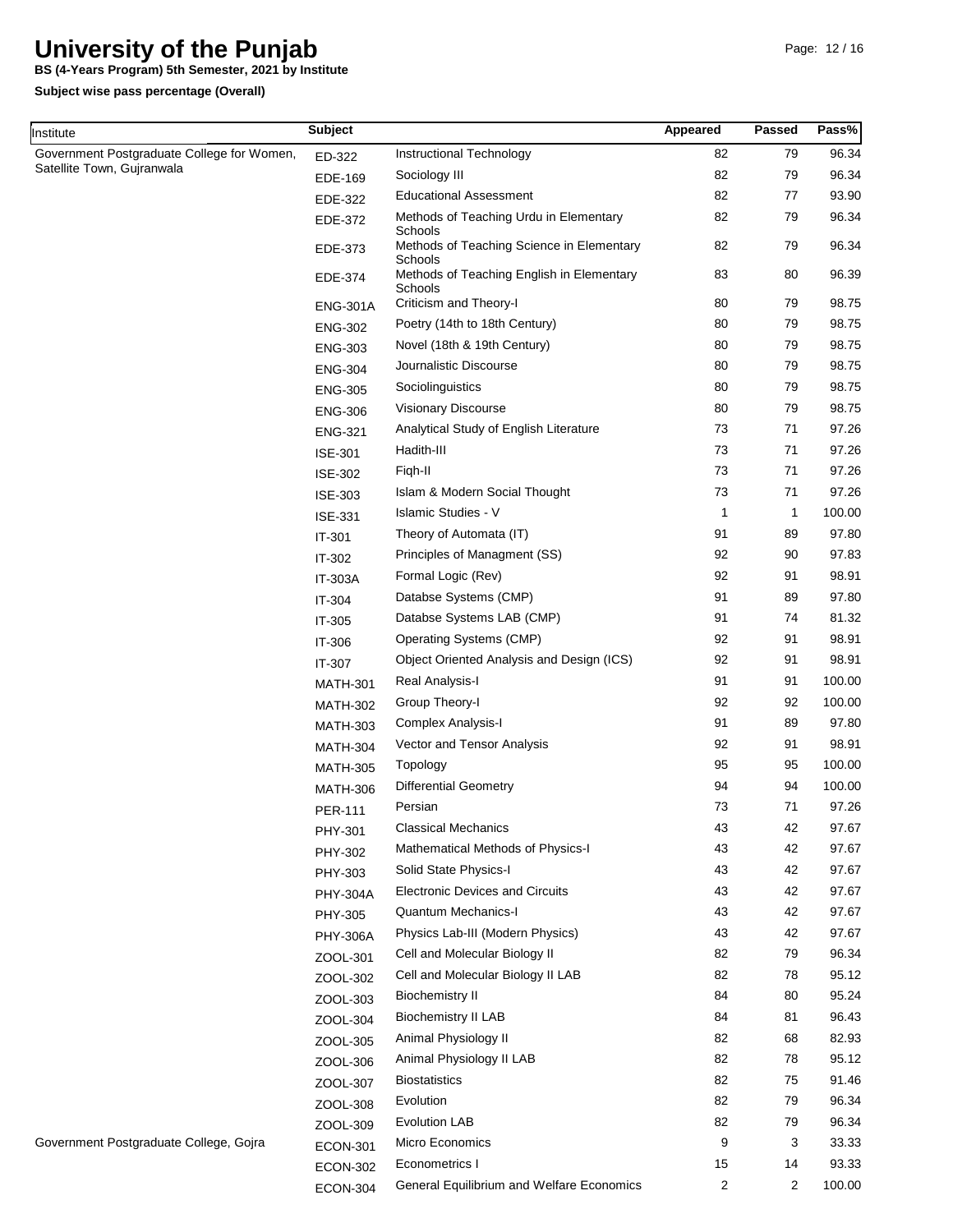# University of the Punjab

**BS (4-Years Program) 5th Semester, 2021 by Institute**

**Subject wise pass percentage (Overall)**

| Institute | Subject | | Appeared | Passed | Pass% |
|---|---|---|---|---|---|
| Government Postgraduate College for Women, Satellite Town, Gujranwala | ED-322 | Instructional Technology | 82 | 79 | 96.34 |
| | EDE-169 | Sociology III | 82 | 79 | 96.34 |
| | EDE-322 | Educational Assessment | 82 | 77 | 93.90 |
| | EDE-372 | Methods of Teaching Urdu in Elementary Schools | 82 | 79 | 96.34 |
| | EDE-373 | Methods of Teaching Science in Elementary Schools | 82 | 79 | 96.34 |
| | EDE-374 | Methods of Teaching English in Elementary Schools | 83 | 80 | 96.39 |
| | ENG-301A | Criticism and Theory-I | 80 | 79 | 98.75 |
| | ENG-302 | Poetry (14th to 18th Century) | 80 | 79 | 98.75 |
| | ENG-303 | Novel (18th & 19th Century) | 80 | 79 | 98.75 |
| | ENG-304 | Journalistic Discourse | 80 | 79 | 98.75 |
| | ENG-305 | Sociolinguistics | 80 | 79 | 98.75 |
| | ENG-306 | Visionary Discourse | 80 | 79 | 98.75 |
| | ENG-321 | Analytical Study of English Literature | 73 | 71 | 97.26 |
| | ISE-301 | Hadith-III | 73 | 71 | 97.26 |
| | ISE-302 | Fiqh-II | 73 | 71 | 97.26 |
| | ISE-303 | Islam & Modern Social Thought | 73 | 71 | 97.26 |
| | ISE-331 | Islamic Studies - V | 1 | 1 | 100.00 |
| | IT-301 | Theory of Automata (IT) | 91 | 89 | 97.80 |
| | IT-302 | Principles of Managment (SS) | 92 | 90 | 97.83 |
| | IT-303A | Formal Logic (Rev) | 92 | 91 | 98.91 |
| | IT-304 | Databse Systems (CMP) | 91 | 89 | 97.80 |
| | IT-305 | Databse Systems LAB (CMP) | 91 | 74 | 81.32 |
| | IT-306 | Operating Systems (CMP) | 92 | 91 | 98.91 |
| | IT-307 | Object Oriented Analysis and Design (ICS) | 92 | 91 | 98.91 |
| | MATH-301 | Real Analysis-I | 91 | 91 | 100.00 |
| | MATH-302 | Group Theory-I | 92 | 92 | 100.00 |
| | MATH-303 | Complex Analysis-I | 91 | 89 | 97.80 |
| | MATH-304 | Vector and Tensor Analysis | 92 | 91 | 98.91 |
| | MATH-305 | Topology | 95 | 95 | 100.00 |
| | MATH-306 | Differential Geometry | 94 | 94 | 100.00 |
| | PER-111 | Persian | 73 | 71 | 97.26 |
| | PHY-301 | Classical Mechanics | 43 | 42 | 97.67 |
| | PHY-302 | Mathematical Methods of Physics-I | 43 | 42 | 97.67 |
| | PHY-303 | Solid State Physics-I | 43 | 42 | 97.67 |
| | PHY-304A | Electronic Devices and Circuits | 43 | 42 | 97.67 |
| | PHY-305 | Quantum Mechanics-I | 43 | 42 | 97.67 |
| | PHY-306A | Physics Lab-III (Modern Physics) | 43 | 42 | 97.67 |
| | ZOOL-301 | Cell and Molecular Biology II | 82 | 79 | 96.34 |
| | ZOOL-302 | Cell and Molecular Biology II LAB | 82 | 78 | 95.12 |
| | ZOOL-303 | Biochemistry II | 84 | 80 | 95.24 |
| | ZOOL-304 | Biochemistry II LAB | 84 | 81 | 96.43 |
| | ZOOL-305 | Animal Physiology II | 82 | 68 | 82.93 |
| | ZOOL-306 | Animal Physiology II LAB | 82 | 78 | 95.12 |
| | ZOOL-307 | Biostatistics | 82 | 75 | 91.46 |
| | ZOOL-308 | Evolution | 82 | 79 | 96.34 |
| | ZOOL-309 | Evolution LAB | 82 | 79 | 96.34 |
| Government Postgraduate College, Gojra | ECON-301 | Micro Economics | 9 | 3 | 33.33 |
| | ECON-302 | Econometrics I | 15 | 14 | 93.33 |
| | ECON-304 | General Equilibrium and Welfare Economics | 2 | 2 | 100.00 |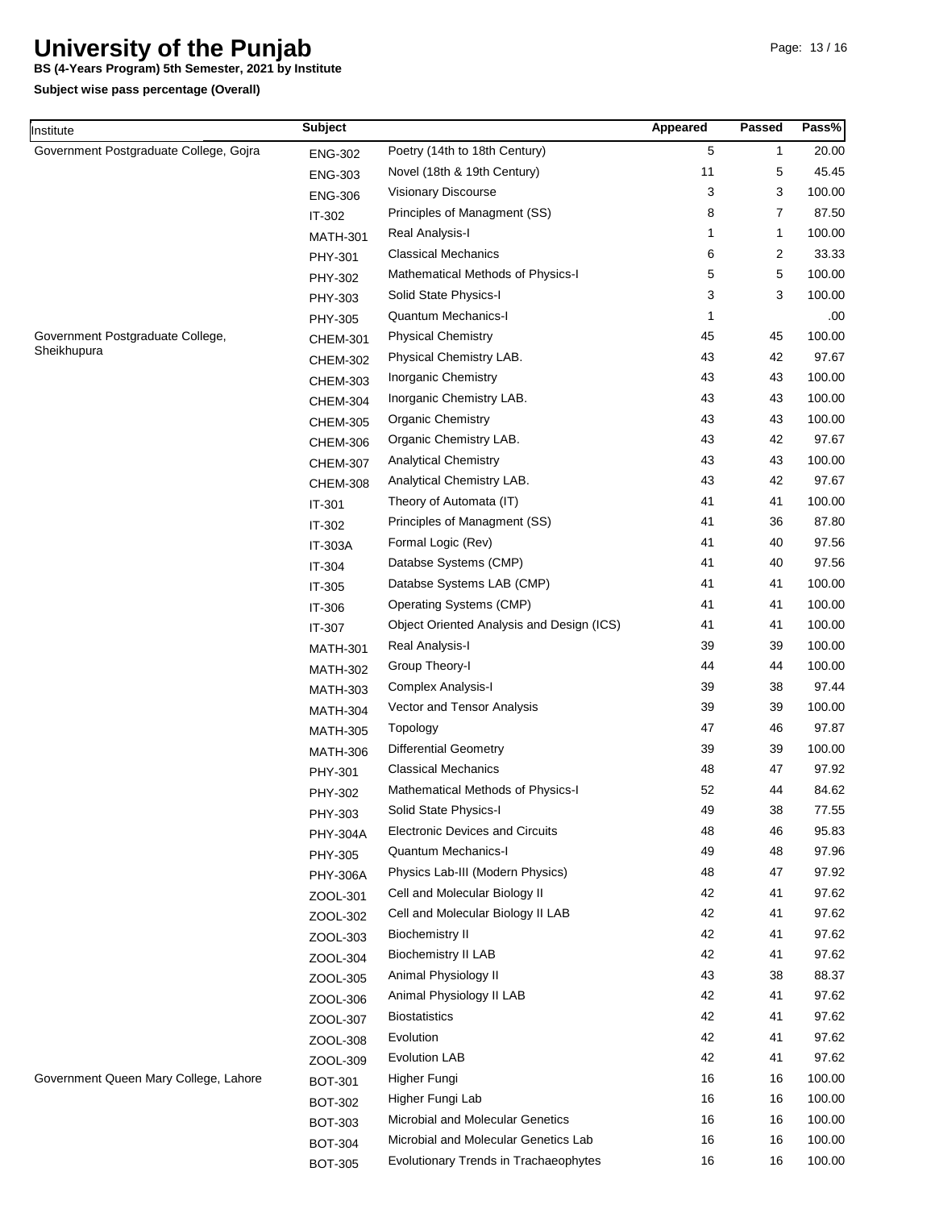# University of the Punjab

**BS (4-Years Program) 5th Semester, 2021 by Institute**

**Subject wise pass percentage (Overall)**

| Institute | Subject | | Appeared | Passed | Pass% |
|---|---|---|---|---|---|
| Government Postgraduate College, Gojra | ENG-302 | Poetry (14th to 18th Century) | 5 | 1 | 20.00 |
| | ENG-303 | Novel (18th & 19th Century) | 11 | 5 | 45.45 |
| | ENG-306 | Visionary Discourse | 3 | 3 | 100.00 |
| | IT-302 | Principles of Managment (SS) | 8 | 7 | 87.50 |
| | MATH-301 | Real Analysis-I | 1 | 1 | 100.00 |
| | PHY-301 | Classical Mechanics | 6 | 2 | 33.33 |
| | PHY-302 | Mathematical Methods of Physics-I | 5 | 5 | 100.00 |
| | PHY-303 | Solid State Physics-I | 3 | 3 | 100.00 |
| | PHY-305 | Quantum Mechanics-I | 1 | | .00 |
| Government Postgraduate College, Sheikhupura | CHEM-301 | Physical Chemistry | 45 | 45 | 100.00 |
| | CHEM-302 | Physical Chemistry LAB. | 43 | 42 | 97.67 |
| | CHEM-303 | Inorganic Chemistry | 43 | 43 | 100.00 |
| | CHEM-304 | Inorganic Chemistry LAB. | 43 | 43 | 100.00 |
| | CHEM-305 | Organic Chemistry | 43 | 43 | 100.00 |
| | CHEM-306 | Organic Chemistry LAB. | 43 | 42 | 97.67 |
| | CHEM-307 | Analytical Chemistry | 43 | 43 | 100.00 |
| | CHEM-308 | Analytical Chemistry LAB. | 43 | 42 | 97.67 |
| | IT-301 | Theory of Automata (IT) | 41 | 41 | 100.00 |
| | IT-302 | Principles of Managment (SS) | 41 | 36 | 87.80 |
| | IT-303A | Formal Logic (Rev) | 41 | 40 | 97.56 |
| | IT-304 | Databse Systems (CMP) | 41 | 40 | 97.56 |
| | IT-305 | Databse Systems LAB (CMP) | 41 | 41 | 100.00 |
| | IT-306 | Operating Systems (CMP) | 41 | 41 | 100.00 |
| | IT-307 | Object Oriented Analysis and Design (ICS) | 41 | 41 | 100.00 |
| | MATH-301 | Real Analysis-I | 39 | 39 | 100.00 |
| | MATH-302 | Group Theory-I | 44 | 44 | 100.00 |
| | MATH-303 | Complex Analysis-I | 39 | 38 | 97.44 |
| | MATH-304 | Vector and Tensor Analysis | 39 | 39 | 100.00 |
| | MATH-305 | Topology | 47 | 46 | 97.87 |
| | MATH-306 | Differential Geometry | 39 | 39 | 100.00 |
| | PHY-301 | Classical Mechanics | 48 | 47 | 97.92 |
| | PHY-302 | Mathematical Methods of Physics-I | 52 | 44 | 84.62 |
| | PHY-303 | Solid State Physics-I | 49 | 38 | 77.55 |
| | PHY-304A | Electronic Devices and Circuits | 48 | 46 | 95.83 |
| | PHY-305 | Quantum Mechanics-I | 49 | 48 | 97.96 |
| | PHY-306A | Physics Lab-III (Modern Physics) | 48 | 47 | 97.92 |
| | ZOOL-301 | Cell and Molecular Biology II | 42 | 41 | 97.62 |
| | ZOOL-302 | Cell and Molecular Biology II LAB | 42 | 41 | 97.62 |
| | ZOOL-303 | Biochemistry II | 42 | 41 | 97.62 |
| | ZOOL-304 | Biochemistry II LAB | 42 | 41 | 97.62 |
| | ZOOL-305 | Animal Physiology II | 43 | 38 | 88.37 |
| | ZOOL-306 | Animal Physiology II LAB | 42 | 41 | 97.62 |
| | ZOOL-307 | Biostatistics | 42 | 41 | 97.62 |
| | ZOOL-308 | Evolution | 42 | 41 | 97.62 |
| | ZOOL-309 | Evolution LAB | 42 | 41 | 97.62 |
| Government Queen Mary College, Lahore | BOT-301 | Higher Fungi | 16 | 16 | 100.00 |
| | BOT-302 | Higher Fungi Lab | 16 | 16 | 100.00 |
| | BOT-303 | Microbial and Molecular Genetics | 16 | 16 | 100.00 |
| | BOT-304 | Microbial and Molecular Genetics Lab | 16 | 16 | 100.00 |
| | BOT-305 | Evolutionary Trends in Trachaeophytes | 16 | 16 | 100.00 |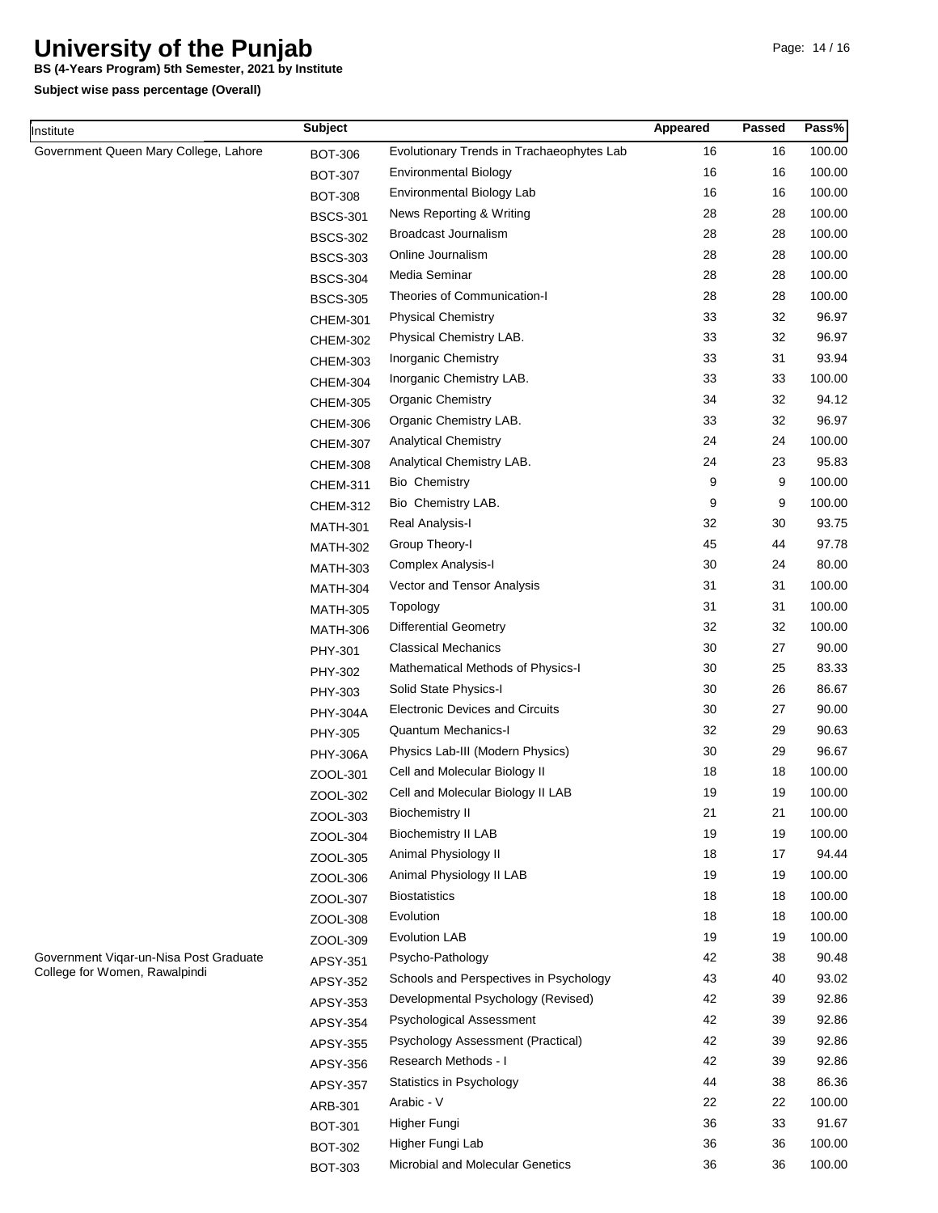# University of the Punjab

**BS (4-Years Program) 5th Semester, 2021 by Institute**

**Subject wise pass percentage (Overall)**

| Institute | Subject | | Appeared | Passed | Pass% |
|---|---|---|---|---|---|
| Government Queen Mary College, Lahore | BOT-306 | Evolutionary Trends in Trachaeophytes Lab | 16 | 16 | 100.00 |
| | BOT-307 | Environmental Biology | 16 | 16 | 100.00 |
| | BOT-308 | Environmental Biology Lab | 16 | 16 | 100.00 |
| | BSCS-301 | News Reporting & Writing | 28 | 28 | 100.00 |
| | BSCS-302 | Broadcast Journalism | 28 | 28 | 100.00 |
| | BSCS-303 | Online Journalism | 28 | 28 | 100.00 |
| | BSCS-304 | Media Seminar | 28 | 28 | 100.00 |
| | BSCS-305 | Theories of Communication-I | 28 | 28 | 100.00 |
| | CHEM-301 | Physical Chemistry | 33 | 32 | 96.97 |
| | CHEM-302 | Physical Chemistry LAB. | 33 | 32 | 96.97 |
| | CHEM-303 | Inorganic Chemistry | 33 | 31 | 93.94 |
| | CHEM-304 | Inorganic Chemistry LAB. | 33 | 33 | 100.00 |
| | CHEM-305 | Organic Chemistry | 34 | 32 | 94.12 |
| | CHEM-306 | Organic Chemistry LAB. | 33 | 32 | 96.97 |
| | CHEM-307 | Analytical Chemistry | 24 | 24 | 100.00 |
| | CHEM-308 | Analytical Chemistry LAB. | 24 | 23 | 95.83 |
| | CHEM-311 | Bio Chemistry | 9 | 9 | 100.00 |
| | CHEM-312 | Bio Chemistry LAB. | 9 | 9 | 100.00 |
| | MATH-301 | Real Analysis-I | 32 | 30 | 93.75 |
| | MATH-302 | Group Theory-I | 45 | 44 | 97.78 |
| | MATH-303 | Complex Analysis-I | 30 | 24 | 80.00 |
| | MATH-304 | Vector and Tensor Analysis | 31 | 31 | 100.00 |
| | MATH-305 | Topology | 31 | 31 | 100.00 |
| | MATH-306 | Differential Geometry | 32 | 32 | 100.00 |
| | PHY-301 | Classical Mechanics | 30 | 27 | 90.00 |
| | PHY-302 | Mathematical Methods of Physics-I | 30 | 25 | 83.33 |
| | PHY-303 | Solid State Physics-I | 30 | 26 | 86.67 |
| | PHY-304A | Electronic Devices and Circuits | 30 | 27 | 90.00 |
| | PHY-305 | Quantum Mechanics-I | 32 | 29 | 90.63 |
| | PHY-306A | Physics Lab-III (Modern Physics) | 30 | 29 | 96.67 |
| | ZOOL-301 | Cell and Molecular Biology II | 18 | 18 | 100.00 |
| | ZOOL-302 | Cell and Molecular Biology II LAB | 19 | 19 | 100.00 |
| | ZOOL-303 | Biochemistry II | 21 | 21 | 100.00 |
| | ZOOL-304 | Biochemistry II LAB | 19 | 19 | 100.00 |
| | ZOOL-305 | Animal Physiology II | 18 | 17 | 94.44 |
| | ZOOL-306 | Animal Physiology II LAB | 19 | 19 | 100.00 |
| | ZOOL-307 | Biostatistics | 18 | 18 | 100.00 |
| | ZOOL-308 | Evolution | 18 | 18 | 100.00 |
| | ZOOL-309 | Evolution LAB | 19 | 19 | 100.00 |
| Government Viqar-un-Nisa Post Graduate College for Women, Rawalpindi | APSY-351 | Psycho-Pathology | 42 | 38 | 90.48 |
| | APSY-352 | Schools and Perspectives in Psychology | 43 | 40 | 93.02 |
| | APSY-353 | Developmental Psychology (Revised) | 42 | 39 | 92.86 |
| | APSY-354 | Psychological Assessment | 42 | 39 | 92.86 |
| | APSY-355 | Psychology Assessment (Practical) | 42 | 39 | 92.86 |
| | APSY-356 | Research Methods - I | 42 | 39 | 92.86 |
| | APSY-357 | Statistics in Psychology | 44 | 38 | 86.36 |
| | ARB-301 | Arabic - V | 22 | 22 | 100.00 |
| | BOT-301 | Higher Fungi | 36 | 33 | 91.67 |
| | BOT-302 | Higher Fungi Lab | 36 | 36 | 100.00 |
| | BOT-303 | Microbial and Molecular Genetics | 36 | 36 | 100.00 |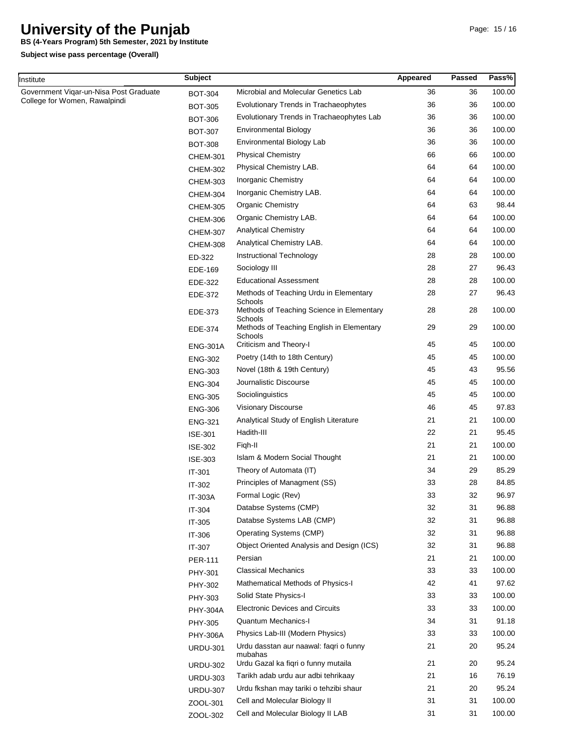# University of the Punjab

**BS (4-Years Program) 5th Semester, 2021 by Institute**

**Subject wise pass percentage (Overall)**

| Institute | Subject | | Appeared | Passed | Pass% |
|---|---|---|---|---|---|
| Government Viqar-un-Nisa Post Graduate College for Women, Rawalpindi | BOT-304 | Microbial and Molecular Genetics Lab | 36 | 36 | 100.00 |
| | BOT-305 | Evolutionary Trends in Trachaeophytes | 36 | 36 | 100.00 |
| | BOT-306 | Evolutionary Trends in Trachaeophytes Lab | 36 | 36 | 100.00 |
| | BOT-307 | Environmental Biology | 36 | 36 | 100.00 |
| | BOT-308 | Environmental Biology Lab | 36 | 36 | 100.00 |
| | CHEM-301 | Physical Chemistry | 66 | 66 | 100.00 |
| | CHEM-302 | Physical Chemistry LAB. | 64 | 64 | 100.00 |
| | CHEM-303 | Inorganic Chemistry | 64 | 64 | 100.00 |
| | CHEM-304 | Inorganic Chemistry LAB. | 64 | 64 | 100.00 |
| | CHEM-305 | Organic Chemistry | 64 | 63 | 98.44 |
| | CHEM-306 | Organic Chemistry LAB. | 64 | 64 | 100.00 |
| | CHEM-307 | Analytical Chemistry | 64 | 64 | 100.00 |
| | CHEM-308 | Analytical Chemistry LAB. | 64 | 64 | 100.00 |
| | ED-322 | Instructional Technology | 28 | 28 | 100.00 |
| | EDE-169 | Sociology III | 28 | 27 | 96.43 |
| | EDE-322 | Educational Assessment | 28 | 28 | 100.00 |
| | EDE-372 | Methods of Teaching Urdu in Elementary Schools | 28 | 27 | 96.43 |
| | EDE-373 | Methods of Teaching Science in Elementary Schools | 28 | 28 | 100.00 |
| | EDE-374 | Methods of Teaching English in Elementary Schools | 29 | 29 | 100.00 |
| | ENG-301A | Criticism and Theory-I | 45 | 45 | 100.00 |
| | ENG-302 | Poetry (14th to 18th Century) | 45 | 45 | 100.00 |
| | ENG-303 | Novel (18th & 19th Century) | 45 | 43 | 95.56 |
| | ENG-304 | Journalistic Discourse | 45 | 45 | 100.00 |
| | ENG-305 | Sociolinguistics | 45 | 45 | 100.00 |
| | ENG-306 | Visionary Discourse | 46 | 45 | 97.83 |
| | ENG-321 | Analytical Study of English Literature | 21 | 21 | 100.00 |
| | ISE-301 | Hadith-III | 22 | 21 | 95.45 |
| | ISE-302 | Fiqh-II | 21 | 21 | 100.00 |
| | ISE-303 | Islam & Modern Social Thought | 21 | 21 | 100.00 |
| | IT-301 | Theory of Automata (IT) | 34 | 29 | 85.29 |
| | IT-302 | Principles of Managment (SS) | 33 | 28 | 84.85 |
| | IT-303A | Formal Logic (Rev) | 33 | 32 | 96.97 |
| | IT-304 | Databse Systems (CMP) | 32 | 31 | 96.88 |
| | IT-305 | Databse Systems LAB (CMP) | 32 | 31 | 96.88 |
| | IT-306 | Operating Systems (CMP) | 32 | 31 | 96.88 |
| | IT-307 | Object Oriented Analysis and Design (ICS) | 32 | 31 | 96.88 |
| | PER-111 | Persian | 21 | 21 | 100.00 |
| | PHY-301 | Classical Mechanics | 33 | 33 | 100.00 |
| | PHY-302 | Mathematical Methods of Physics-I | 42 | 41 | 97.62 |
| | PHY-303 | Solid State Physics-I | 33 | 33 | 100.00 |
| | PHY-304A | Electronic Devices and Circuits | 33 | 33 | 100.00 |
| | PHY-305 | Quantum Mechanics-I | 34 | 31 | 91.18 |
| | PHY-306A | Physics Lab-III (Modern Physics) | 33 | 33 | 100.00 |
| | URDU-301 | Urdu dasstan aur naawal: faqri o funny mubahas | 21 | 20 | 95.24 |
| | URDU-302 | Urdu Gazal ka fiqri o funny mutaila | 21 | 20 | 95.24 |
| | URDU-303 | Tarikh adab urdu aur adbi tehrikaay | 21 | 16 | 76.19 |
| | URDU-307 | Urdu fkshan may tariki o tehzibi shaur | 21 | 20 | 95.24 |
| | ZOOL-301 | Cell and Molecular Biology II | 31 | 31 | 100.00 |
| | ZOOL-302 | Cell and Molecular Biology II LAB | 31 | 31 | 100.00 |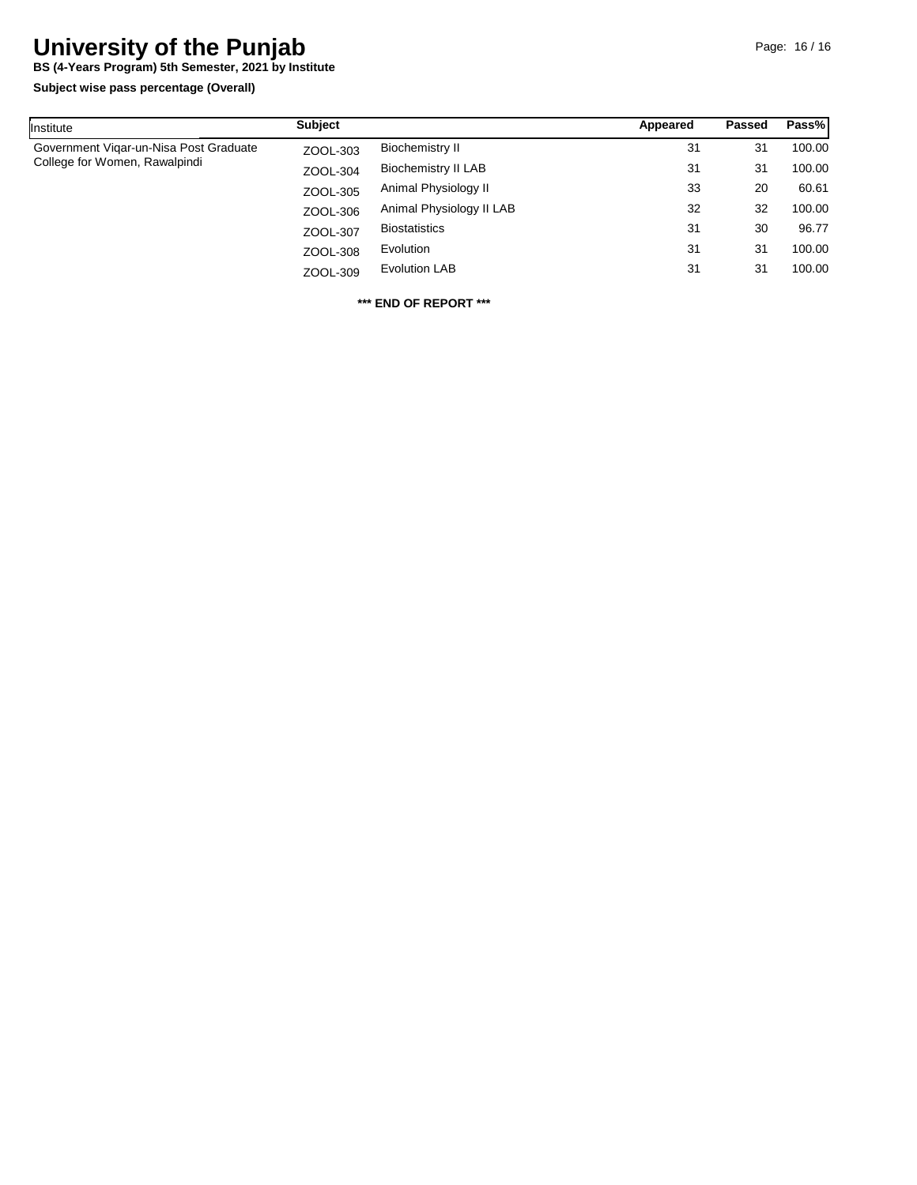# University of the Punjab

**BS (4-Years Program) 5th Semester, 2021 by Institute**

**Subject wise pass percentage (Overall)**

| Institute | Subject | | Appeared | Passed | Pass% |
|---|---|---|---|---|---|
| Government Viqar-un-Nisa Post Graduate College for Women, Rawalpindi | ZOOL-303 | Biochemistry II | 31 | 31 | 100.00 |
| | ZOOL-304 | Biochemistry II LAB | 31 | 31 | 100.00 |
| | ZOOL-305 | Animal Physiology II | 33 | 20 | 60.61 |
| | ZOOL-306 | Animal Physiology II LAB | 32 | 32 | 100.00 |
| | ZOOL-307 | Biostatistics | 31 | 30 | 96.77 |
| | ZOOL-308 | Evolution | 31 | 31 | 100.00 |
| | ZOOL-309 | Evolution LAB | 31 | 31 | 100.00 |

**\*\*\* END OF REPORT \*\*\***